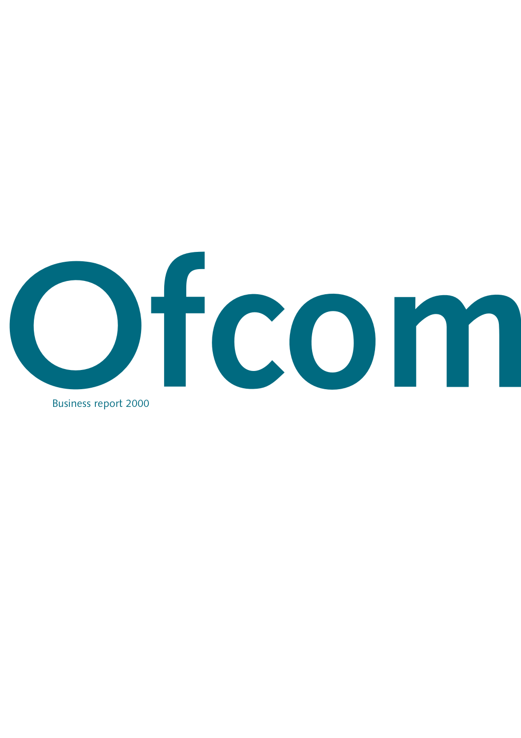# Ofcom

Business report 2000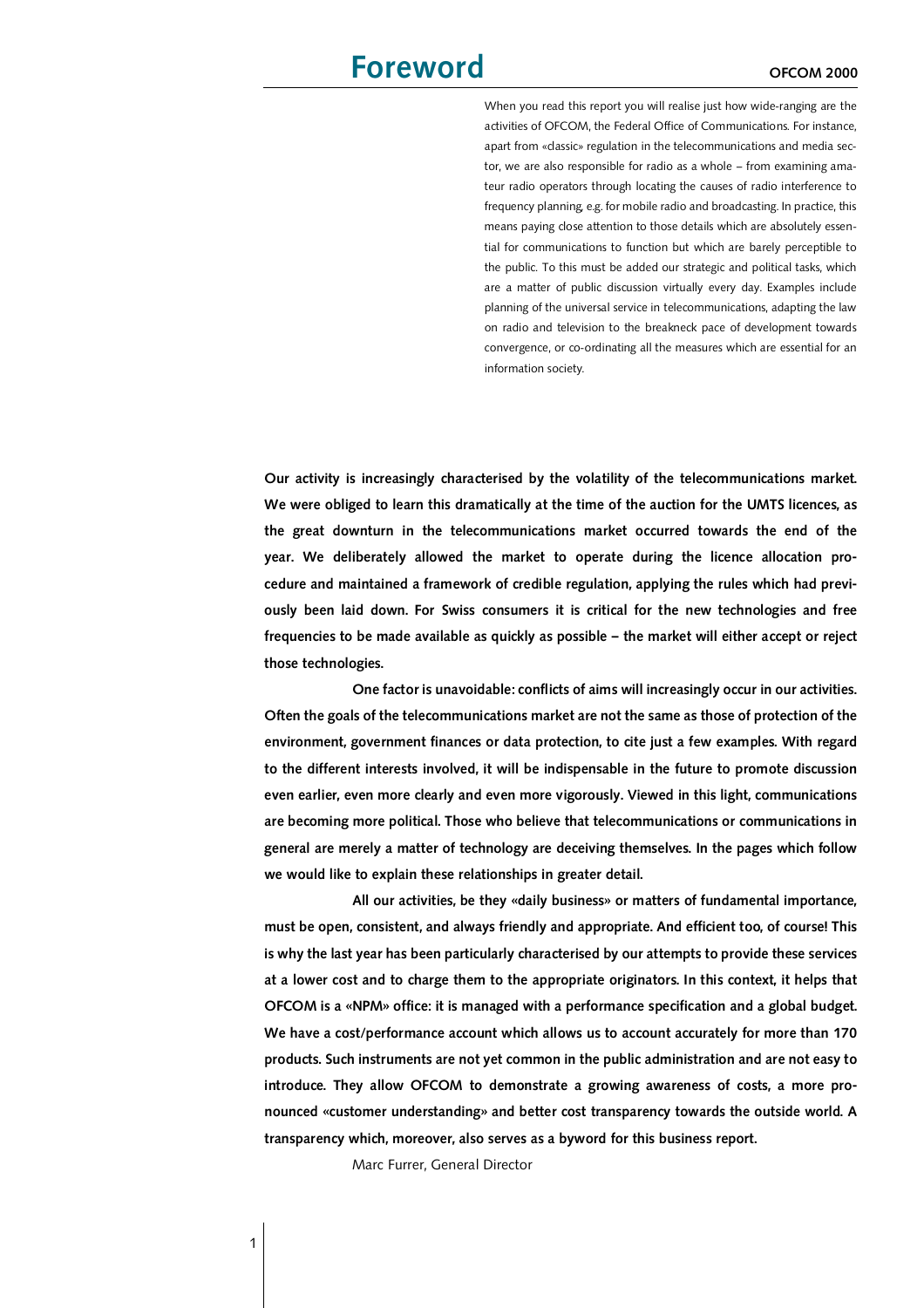# Foreword

When you read this report you will realise just how wide-ranging are the activities of OFCOM, the Federal Office of Communications. For instance, apart from «classic» regulation in the telecommunications and media sector, we are also responsible for radio as a whole – from examining amateur radio operators through locating the causes of radio interference to frequency planning, e.g. for mobile radio and broadcasting. In practice, this means paying close attention to those details which are absolutely essential for communications to function but which are barely perceptible to the public. To this must be added our strategic and political tasks, which are a matter of public discussion virtually every day. Examples include planning of the universal service in telecommunications, adapting the law on radio and television to the breakneck pace of development towards convergence, or co-ordinating all the measures which are essential for an information society.

**Our activity is increasingly characterised by the volatility of the telecommunications market. We were obliged to learn this dramatically at the time of the auction for the UMTS licences, as the great downturn in the telecommunications market occurred towards the end of the year. We deliberately allowed the market to operate during the licence allocation procedure and maintained a framework of credible regulation, applying the rules which had previously been laid down. For Swiss consumers it is critical for the new technologies and free frequencies to be made available as quickly as possible – the market will either accept or reject those technologies.**

**One factor is unavoidable: conflicts of aims will increasingly occur in our activities. Often the goals of the telecommunications market are not the same as those of protection of the environment, government finances or data protection, to cite just a few examples. With regard to the different interests involved, it will be indispensable in the future to promote discussion even earlier, even more clearly and even more vigorously. Viewed in this light, communications are becoming more political. Those who believe that telecommunications or communications in general are merely a matter of technology are deceiving themselves. In the pages which follow we would like to explain these relationships in greater detail.**

**All our activities, be they «daily business» or matters of fundamental importance, must be open, consistent, and always friendly and appropriate. And efficient too, of course! This is why the last year has been particularly characterised by our attempts to provide these services at a lower cost and to charge them to the appropriate originators. In this context, it helps that OFCOM is a «NPM» office: it is managed with a performance specification and a global budget. We have a cost/performance account which allows us to account accurately for more than 170 products. Such instruments are not yet common in the public administration and are not easy to introduce. They allow OFCOM to demonstrate a growing awareness of costs, a more pronounced «customer understanding» and better cost transparency towards the outside world. A transparency which, moreover, also serves as a byword for this business report.**

Marc Furrer, General Director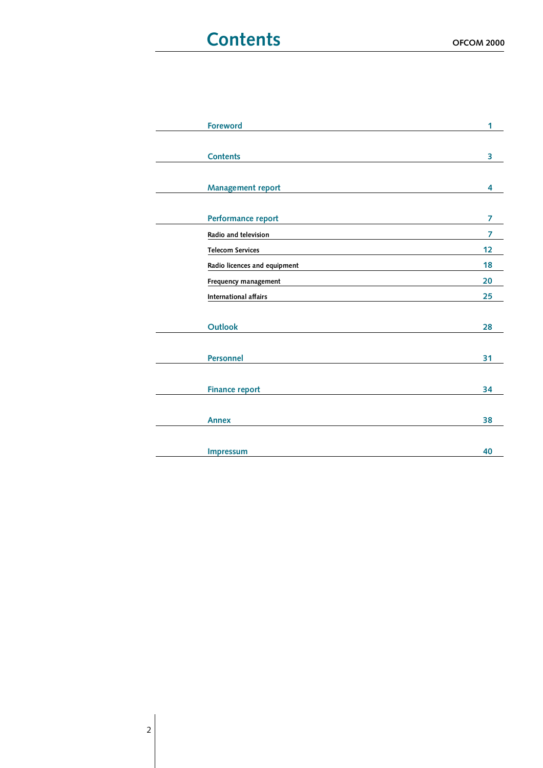# Contents

| | |
|---|---|
| **Foreword** | **1** |
| **Contents** | **3** |
| **Management report** | **4** |
| **Performance report** | **7** |
| Radio and television | 7 |
| Telecom Services | 12 |
| Radio licences and equipment | 18 |
| Frequency management | 20 |
| International affairs | 25 |
| **Outlook** | **28** |
| **Personnel** | **31** |
| **Finance report** | **34** |
| **Annex** | **38** |
| **Impressum** | **40** |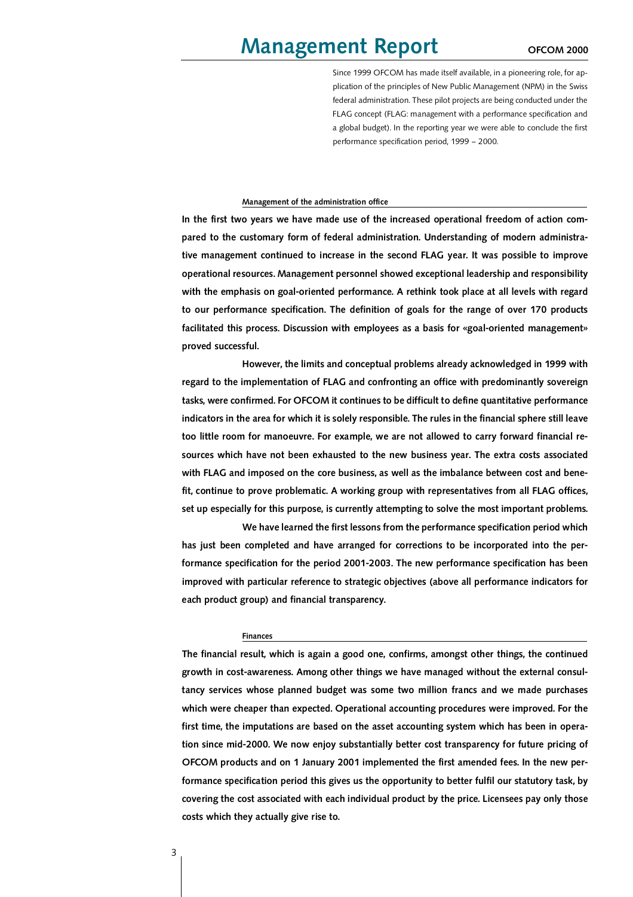# Management Report

Since 1999 OFCOM has made itself available, in a pioneering role, for application of the principles of New Public Management (NPM) in the Swiss federal administration. These pilot projects are being conducted under the FLAG concept (FLAG: management with a performance specification and a global budget). In the reporting year we were able to conclude the first performance specification period, 1999 – 2000.

## Management of the administration office

**In the first two years we have made use of the increased operational freedom of action compared to the customary form of federal administration. Understanding of modern administrative management continued to increase in the second FLAG year. It was possible to improve operational resources. Management personnel showed exceptional leadership and responsibility with the emphasis on goal-oriented performance. A rethink took place at all levels with regard to our performance specification. The definition of goals for the range of over 170 products facilitated this process. Discussion with employees as a basis for «goal-oriented management» proved successful.**

**However, the limits and conceptual problems already acknowledged in 1999 with regard to the implementation of FLAG and confronting an office with predominantly sovereign tasks, were confirmed. For OFCOM it continues to be difficult to define quantitative performance indicators in the area for which it is solely responsible. The rules in the financial sphere still leave too little room for manoeuvre. For example, we are not allowed to carry forward financial resources which have not been exhausted to the new business year. The extra costs associated with FLAG and imposed on the core business, as well as the imbalance between cost and benefit, continue to prove problematic. A working group with representatives from all FLAG offices, set up especially for this purpose, is currently attempting to solve the most important problems.**

**We have learned the first lessons from the performance specification period which has just been completed and have arranged for corrections to be incorporated into the performance specification for the period 2001-2003. The new performance specification has been improved with particular reference to strategic objectives (above all performance indicators for each product group) and financial transparency.**

## Finances

**The financial result, which is again a good one, confirms, amongst other things, the continued growth in cost-awareness. Among other things we have managed without the external consultancy services whose planned budget was some two million francs and we made purchases which were cheaper than expected. Operational accounting procedures were improved. For the first time, the imputations are based on the asset accounting system which has been in operation since mid-2000. We now enjoy substantially better cost transparency for future pricing of OFCOM products and on 1 January 2001 implemented the first amended fees. In the new performance specification period this gives us the opportunity to better fulfil our statutory task, by covering the cost associated with each individual product by the price. Licensees pay only those costs which they actually give rise to.**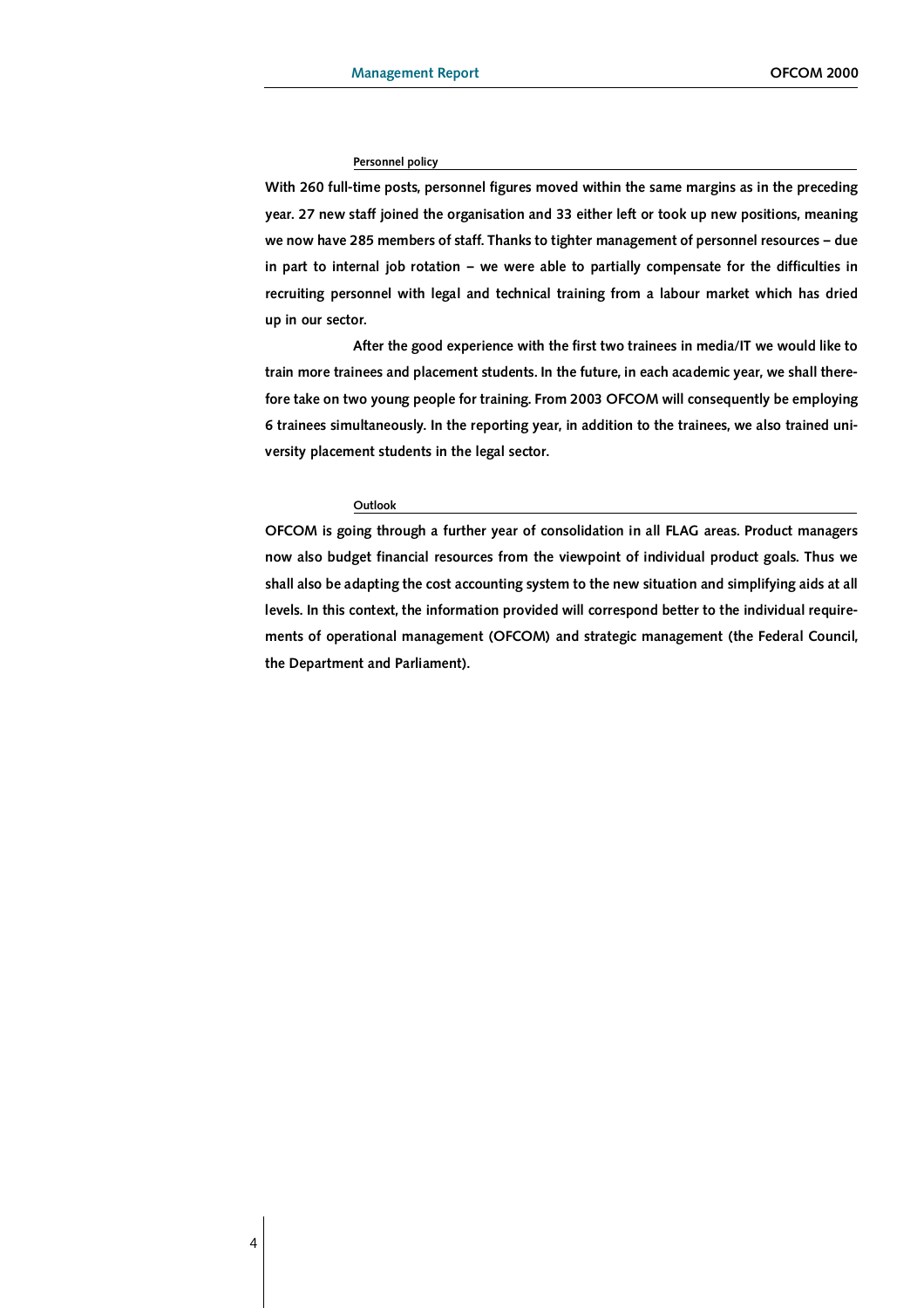### Personnel policy

With 260 full-time posts, personnel figures moved within the same margins as in the preceding year. 27 new staff joined the organisation and 33 either left or took up new positions, meaning we now have 285 members of staff. Thanks to tighter management of personnel resources – due in part to internal job rotation – we were able to partially compensate for the difficulties in recruiting personnel with legal and technical training from a labour market which has dried up in our sector.

After the good experience with the first two trainees in media/IT we would like to train more trainees and placement students. In the future, in each academic year, we shall therefore take on two young people for training. From 2003 OFCOM will consequently be employing 6 trainees simultaneously. In the reporting year, in addition to the trainees, we also trained university placement students in the legal sector.

### Outlook

OFCOM is going through a further year of consolidation in all FLAG areas. Product managers now also budget financial resources from the viewpoint of individual product goals. Thus we shall also be adapting the cost accounting system to the new situation and simplifying aids at all levels. In this context, the information provided will correspond better to the individual requirements of operational management (OFCOM) and strategic management (the Federal Council, the Department and Parliament).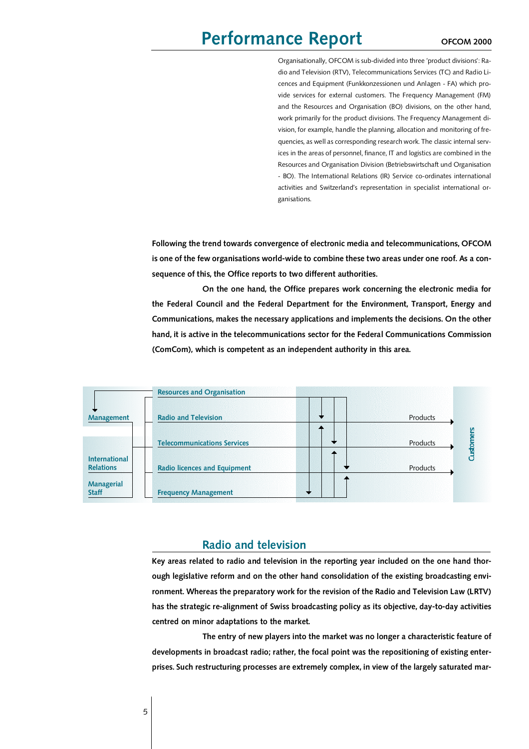Organisationally, OFCOM is sub-divided into three 'product divisions': Radio and Television (RTV), Telecommunications Services (TC) and Radio Licences and Equipment (Funkkonzessionen und Anlagen - FA) which provide services for external customers. The Frequency Management (FM) and the Resources and Organisation (BO) divisions, on the other hand, work primarily for the product divisions. The Frequency Management division, for example, handle the planning, allocation and monitoring of frequencies, as well as corresponding research work. The classic internal services in the areas of personnel, finance, IT and logistics are combined in the Resources and Organisation Division (Betriebswirtschaft und Organisation - BO). The International Relations (IR) Service co-ordinates international activities and Switzerland's representation in specialist international organisations.

**Following the trend towards convergence of electronic media and telecommunications, OFCOM is one of the few organisations world-wide to combine these two areas under one roof. As a consequence of this, the Office reports to two different authorities.**

**On the one hand, the Office prepares work concerning the electronic media for the Federal Council and the Federal Department for the Environment, Transport, Energy and Communications, makes the necessary applications and implements the decisions. On the other hand, it is active in the telecommunications sector for the Federal Communications Commission (ComCom), which is competent as an independent authority in this area.**

Management

International Relations

Managerial Staff

Resources and Organisation

Radio and Television

Telecommunications Services

Radio licences and Equipment

Frequency Management

Products

Products

Products

Customers

## Radio and television

**Key areas related to radio and television in the reporting year included on the one hand thorough legislative reform and on the other hand consolidation of the existing broadcasting environment. Whereas the preparatory work for the revision of the Radio and Television Law (LRTV) has the strategic re-alignment of Swiss broadcasting policy as its objective, day-to-day activities centred on minor adaptations to the market.**

**The entry of new players into the market was no longer a characteristic feature of developments in broadcast radio; rather, the focal point was the repositioning of existing enterprises. Such restructuring processes are extremely complex, in view of the largely saturated mar-**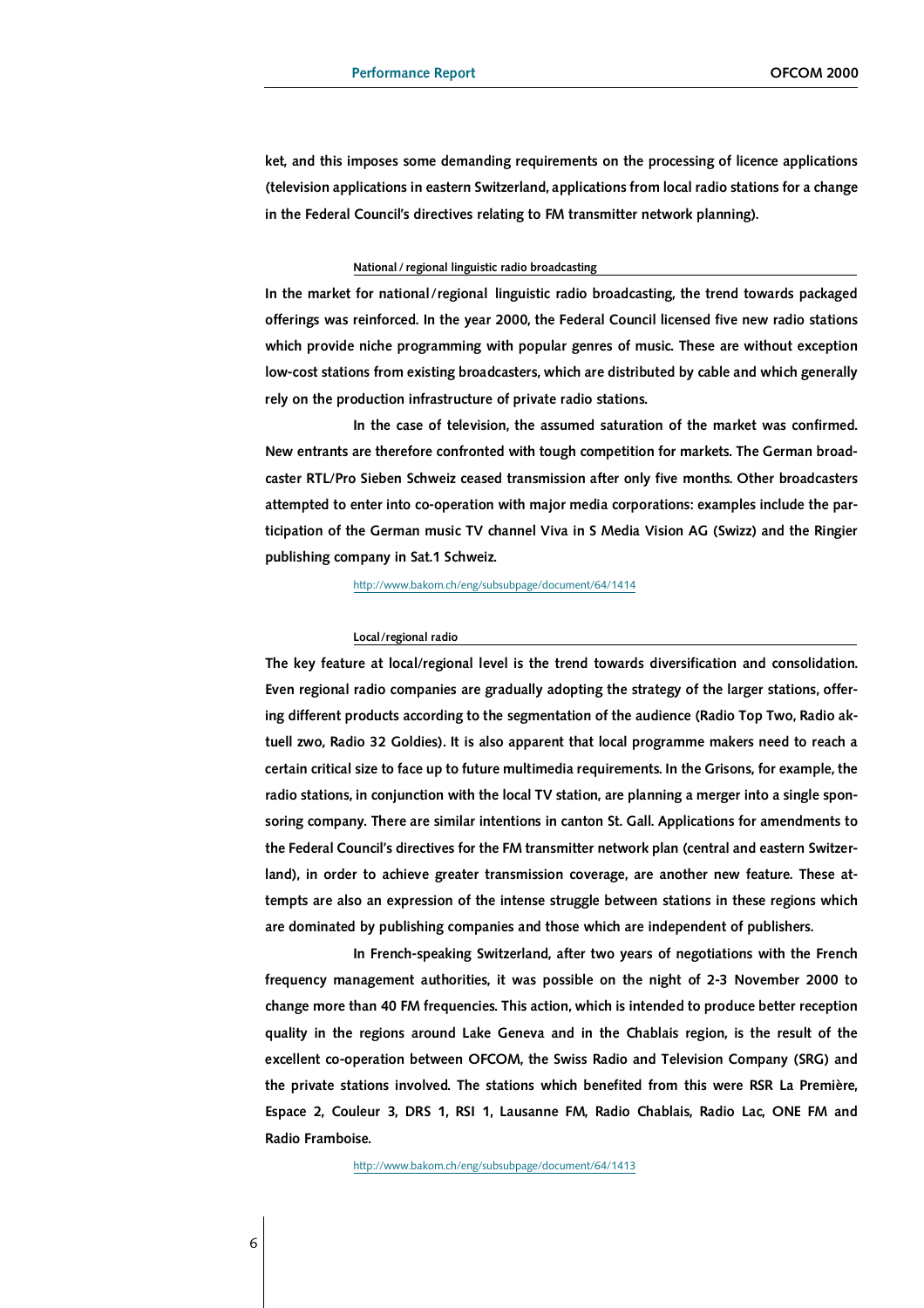ket, and this imposes some demanding requirements on the processing of licence applications (television applications in eastern Switzerland, applications from local radio stations for a change in the Federal Council's directives relating to FM transmitter network planning).

### National / regional linguistic radio broadcasting

In the market for national / regional linguistic radio broadcasting, the trend towards packaged offerings was reinforced. In the year 2000, the Federal Council licensed five new radio stations which provide niche programming with popular genres of music. These are without exception low-cost stations from existing broadcasters, which are distributed by cable and which generally rely on the production infrastructure of private radio stations.

In the case of television, the assumed saturation of the market was confirmed. New entrants are therefore confronted with tough competition for markets. The German broadcaster RTL/Pro Sieben Schweiz ceased transmission after only five months. Other broadcasters attempted to enter into co-operation with major media corporations: examples include the participation of the German music TV channel Viva in S Media Vision AG (Swizz) and the Ringier publishing company in Sat.1 Schweiz.

http://www.bakom.ch/eng/subsubpage/document/64/1414

### Local/regional radio

The key feature at local/regional level is the trend towards diversification and consolidation. Even regional radio companies are gradually adopting the strategy of the larger stations, offering different products according to the segmentation of the audience (Radio Top Two, Radio aktuell zwo, Radio 32 Goldies). It is also apparent that local programme makers need to reach a certain critical size to face up to future multimedia requirements. In the Grisons, for example, the radio stations, in conjunction with the local TV station, are planning a merger into a single sponsoring company. There are similar intentions in canton St. Gall. Applications for amendments to the Federal Council's directives for the FM transmitter network plan (central and eastern Switzerland), in order to achieve greater transmission coverage, are another new feature. These attempts are also an expression of the intense struggle between stations in these regions which are dominated by publishing companies and those which are independent of publishers.

In French-speaking Switzerland, after two years of negotiations with the French frequency management authorities, it was possible on the night of 2-3 November 2000 to change more than 40 FM frequencies. This action, which is intended to produce better reception quality in the regions around Lake Geneva and in the Chablais region, is the result of the excellent co-operation between OFCOM, the Swiss Radio and Television Company (SRG) and the private stations involved. The stations which benefited from this were RSR La Première, Espace 2, Couleur 3, DRS 1, RSI 1, Lausanne FM, Radio Chablais, Radio Lac, ONE FM and Radio Framboise.

http://www.bakom.ch/eng/subsubpage/document/64/1413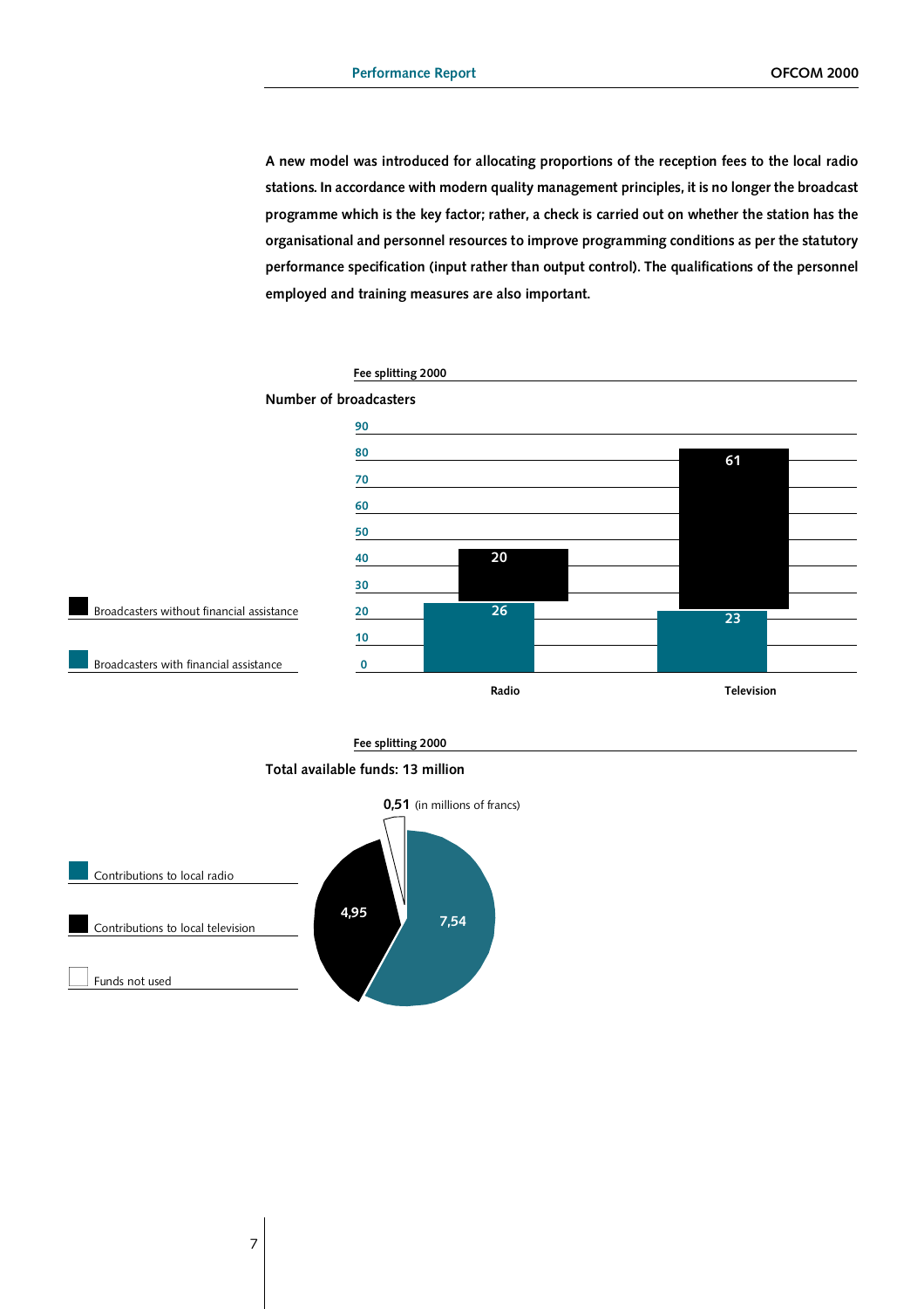A new model was introduced for allocating proportions of the reception fees to the local radio stations. In accordance with modern quality management principles, it is no longer the broadcast programme which is the key factor; rather, a check is carried out on whether the station has the organisational and personnel resources to improve programming conditions as per the statutory performance specification (input rather than output control). The qualifications of the personnel employed and training measures are also important.

Fee splitting 2000

Number of broadcasters

90
80
70
60
50
40
30
20
10
0

Broadcasters without financial assistance

Broadcasters with financial assistance

Radio: 20, 26

Television: 61, 23

Fee splitting 2000

Total available funds: 13 million

0,51 (in millions of francs)

Contributions to local radio

Contributions to local television

Funds not used

4,95

7,54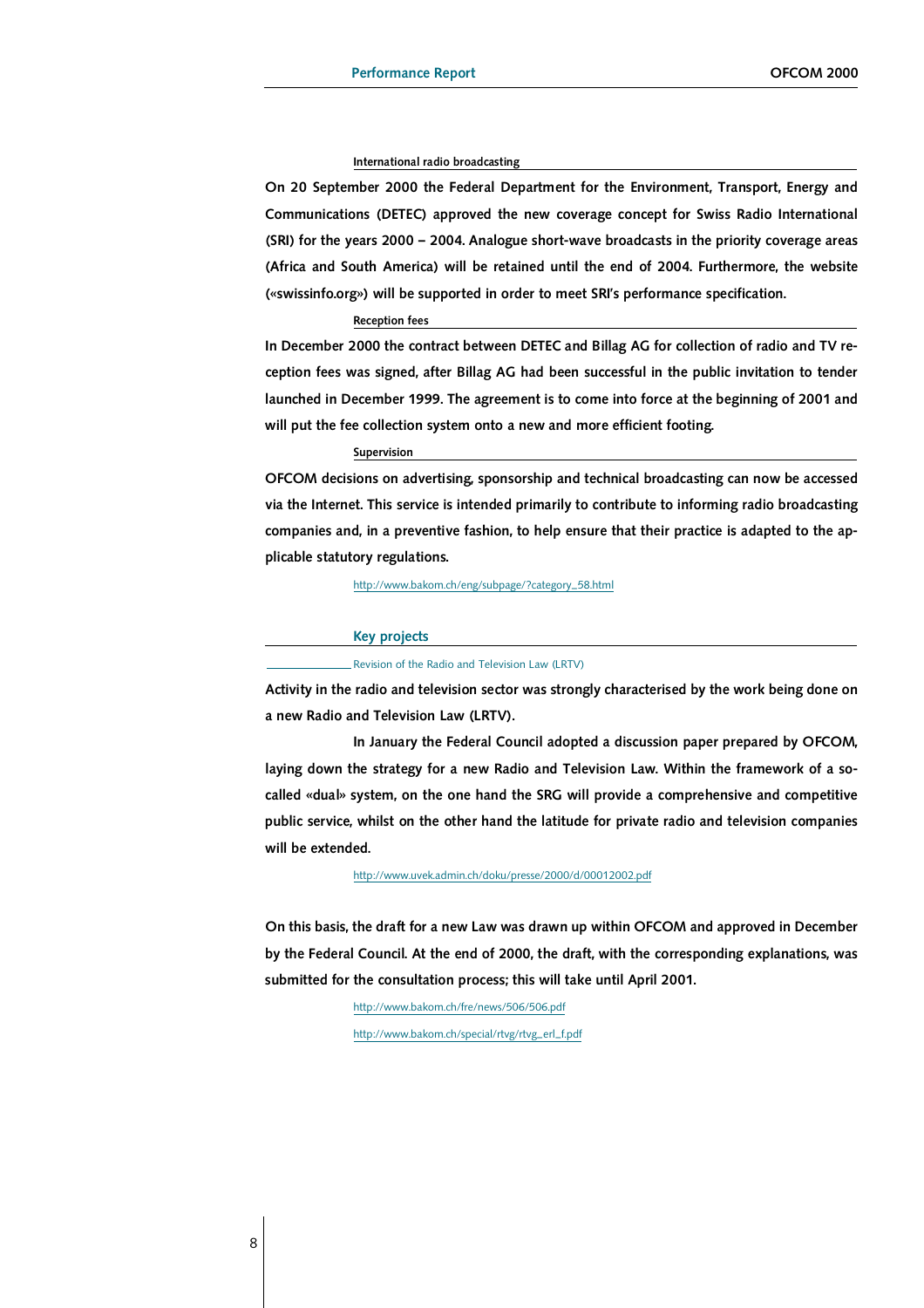#### International radio broadcasting

On 20 September 2000 the Federal Department for the Environment, Transport, Energy and Communications (DETEC) approved the new coverage concept for Swiss Radio International (SRI) for the years 2000 – 2004. Analogue short-wave broadcasts in the priority coverage areas (Africa and South America) will be retained until the end of 2004. Furthermore, the website («swissinfo.org») will be supported in order to meet SRI's performance specification.

#### Reception fees

In December 2000 the contract between DETEC and Billag AG for collection of radio and TV reception fees was signed, after Billag AG had been successful in the public invitation to tender launched in December 1999. The agreement is to come into force at the beginning of 2001 and will put the fee collection system onto a new and more efficient footing.

#### Supervision

OFCOM decisions on advertising, sponsorship and technical broadcasting can now be accessed via the Internet. This service is intended primarily to contribute to informing radio broadcasting companies and, in a preventive fashion, to help ensure that their practice is adapted to the applicable statutory regulations.

http://www.bakom.ch/eng/subpage/?category_58.html

## Key projects

#### Revision of the Radio and Television Law (LRTV)

Activity in the radio and television sector was strongly characterised by the work being done on a new Radio and Television Law (LRTV).

In January the Federal Council adopted a discussion paper prepared by OFCOM, laying down the strategy for a new Radio and Television Law. Within the framework of a so-called «dual» system, on the one hand the SRG will provide a comprehensive and competitive public service, whilst on the other hand the latitude for private radio and television companies will be extended.

http://www.uvek.admin.ch/doku/presse/2000/d/00012002.pdf

On this basis, the draft for a new Law was drawn up within OFCOM and approved in December by the Federal Council. At the end of 2000, the draft, with the corresponding explanations, was submitted for the consultation process; this will take until April 2001.

http://www.bakom.ch/fre/news/506/506.pdf

http://www.bakom.ch/special/rtvg/rtvg_erl_f.pdf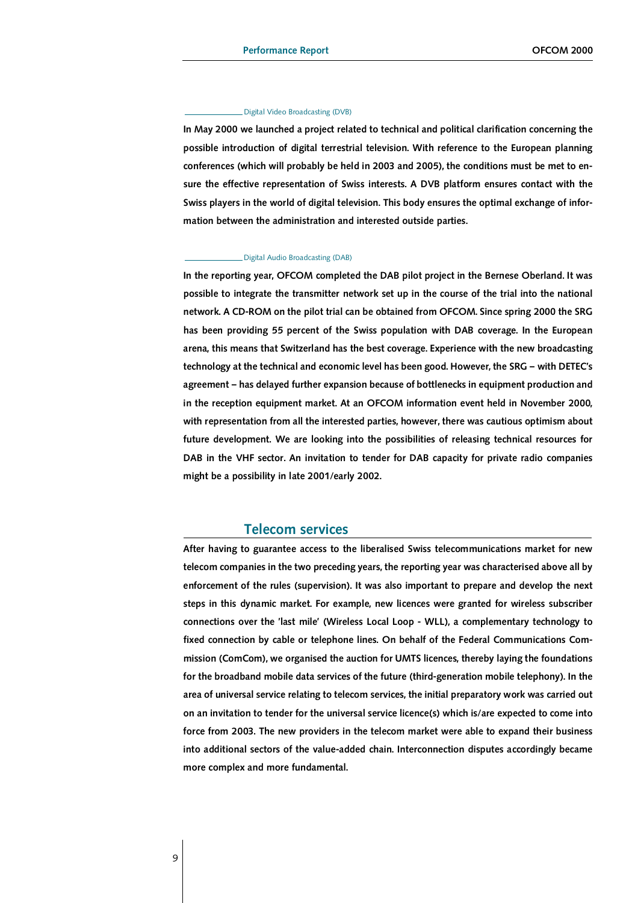### Digital Video Broadcasting (DVB)

**In May 2000 we launched a project related to technical and political clarification concerning the possible introduction of digital terrestrial television. With reference to the European planning conferences (which will probably be held in 2003 and 2005), the conditions must be met to ensure the effective representation of Swiss interests. A DVB platform ensures contact with the Swiss players in the world of digital television. This body ensures the optimal exchange of information between the administration and interested outside parties.**

### Digital Audio Broadcasting (DAB)

**In the reporting year, OFCOM completed the DAB pilot project in the Bernese Oberland. It was possible to integrate the transmitter network set up in the course of the trial into the national network. A CD-ROM on the pilot trial can be obtained from OFCOM. Since spring 2000 the SRG has been providing 55 percent of the Swiss population with DAB coverage. In the European arena, this means that Switzerland has the best coverage. Experience with the new broadcasting technology at the technical and economic level has been good. However, the SRG – with DETEC's agreement – has delayed further expansion because of bottlenecks in equipment production and in the reception equipment market. At an OFCOM information event held in November 2000, with representation from all the interested parties, however, there was cautious optimism about future development. We are looking into the possibilities of releasing technical resources for DAB in the VHF sector. An invitation to tender for DAB capacity for private radio companies might be a possibility in late 2001/early 2002.**

## Telecom services

**After having to guarantee access to the liberalised Swiss telecommunications market for new telecom companies in the two preceding years, the reporting year was characterised above all by enforcement of the rules (supervision). It was also important to prepare and develop the next steps in this dynamic market. For example, new licences were granted for wireless subscriber connections over the 'last mile' (Wireless Local Loop - WLL), a complementary technology to fixed connection by cable or telephone lines. On behalf of the Federal Communications Commission (ComCom), we organised the auction for UMTS licences, thereby laying the foundations for the broadband mobile data services of the future (third-generation mobile telephony). In the area of universal service relating to telecom services, the initial preparatory work was carried out on an invitation to tender for the universal service licence(s) which is/are expected to come into force from 2003. The new providers in the telecom market were able to expand their business into additional sectors of the value-added chain. Interconnection disputes accordingly became more complex and more fundamental.**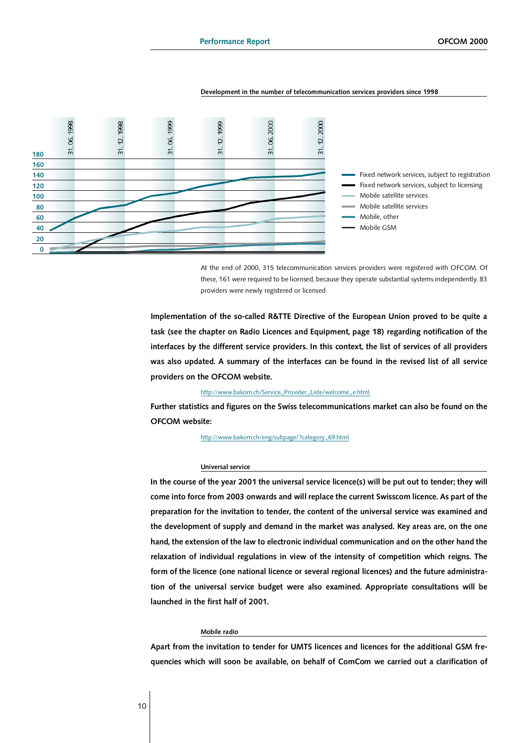Development in the number of telecommunication services providers since 1998

31. 06. 1998
31. 12. 1998
31. 06. 1999
31. 12. 1999
31. 06. 2000
31. 12. 2000

180
160
140
120
100
80
60
40
20
0

Fixed network services, subject to registration
Fixed network services, subject to licensing
Mobile satellite services
Mobile satellite services
Mobile, other
Mobile GSM

At the end of 2000, 315 telecommunication services providers were registered with OFCOM. Of these, 161 were required to be licensed, because they operate substantial systems independently. 83 providers were newly registered or licensed

**Implementation of the so-called R&TTE Directive of the European Union proved to be quite a task (see the chapter on Radio Licences and Equipment, page 18) regarding notification of the interfaces by the different service providers. In this context, the list of services of all providers was also updated. A summary of the interfaces can be found in the revised list of all service providers on the OFCOM website.**

http://www.bakom.ch/Service_Provider_Liste/welcome_e.html.

**Further statistics and figures on the Swiss telecommunications market can also be found on the OFCOM website:**

http://www.bakom.ch/eng/subpage/?category_69.html

### Universal service

**In the course of the year 2001 the universal service licence(s) will be put out to tender; they will come into force from 2003 onwards and will replace the current Swisscom licence. As part of the preparation for the invitation to tender, the content of the universal service was examined and the development of supply and demand in the market was analysed. Key areas are, on the one hand, the extension of the law to electronic individual communication and on the other hand the relaxation of individual regulations in view of the intensity of competition which reigns. The form of the licence (one national licence or several regional licences) and the future administration of the universal service budget were also examined. Appropriate consultations will be launched in the first half of 2001.**

### Mobile radio

**Apart from the invitation to tender for UMTS licences and licences for the additional GSM frequencies which will soon be available, on behalf of ComCom we carried out a clarification of**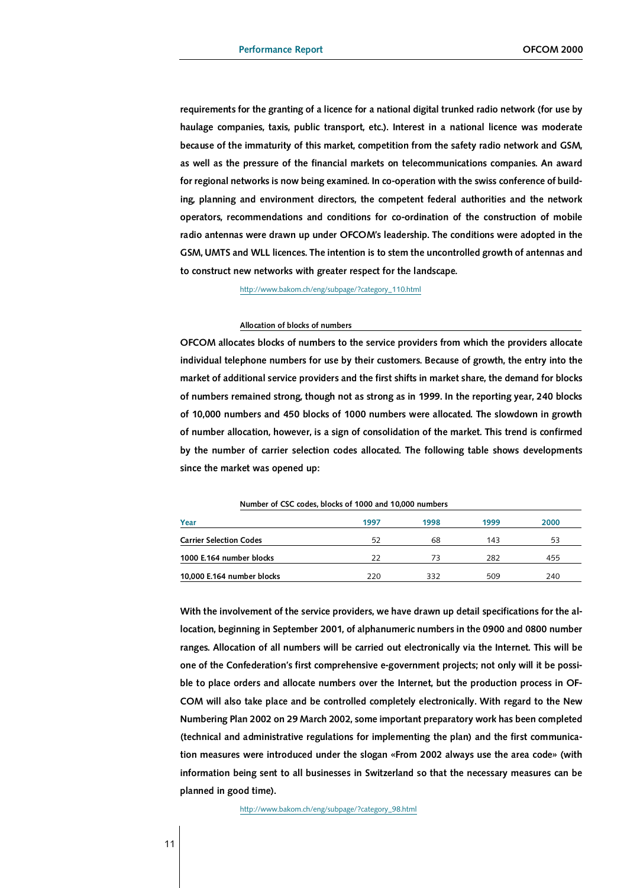requirements for the granting of a licence for a national digital trunked radio network (for use by haulage companies, taxis, public transport, etc.). Interest in a national licence was moderate because of the immaturity of this market, competition from the safety radio network and GSM, as well as the pressure of the financial markets on telecommunications companies. An award for regional networks is now being examined. In co-operation with the swiss conference of building, planning and environment directors, the competent federal authorities and the network operators, recommendations and conditions for co-ordination of the construction of mobile radio antennas were drawn up under OFCOM's leadership. The conditions were adopted in the GSM, UMTS and WLL licences. The intention is to stem the uncontrolled growth of antennas and to construct new networks with greater respect for the landscape.

http://www.bakom.ch/eng/subpage/?category_110.html

### Allocation of blocks of numbers

OFCOM allocates blocks of numbers to the service providers from which the providers allocate individual telephone numbers for use by their customers. Because of growth, the entry into the market of additional service providers and the first shifts in market share, the demand for blocks of numbers remained strong, though not as strong as in 1999. In the reporting year, 240 blocks of 10,000 numbers and 450 blocks of 1000 numbers were allocated. The slowdown in growth of number allocation, however, is a sign of consolidation of the market. This trend is confirmed by the number of carrier selection codes allocated. The following table shows developments since the market was opened up:

Number of CSC codes, blocks of 1000 and 10,000 numbers

| Year | 1997 | 1998 | 1999 | 2000 |
|---|---|---|---|---|
| Carrier Selection Codes | 52 | 68 | 143 | 53 |
| 1000 E.164 number blocks | 22 | 73 | 282 | 455 |
| 10,000 E.164 number blocks | 220 | 332 | 509 | 240 |

With the involvement of the service providers, we have drawn up detail specifications for the allocation, beginning in September 2001, of alphanumeric numbers in the 0900 and 0800 number ranges. Allocation of all numbers will be carried out electronically via the Internet. This will be one of the Confederation's first comprehensive e-government projects; not only will it be possible to place orders and allocate numbers over the Internet, but the production process in OFCOM will also take place and be controlled completely electronically. With regard to the New Numbering Plan 2002 on 29 March 2002, some important preparatory work has been completed (technical and administrative regulations for implementing the plan) and the first communication measures were introduced under the slogan «From 2002 always use the area code» (with information being sent to all businesses in Switzerland so that the necessary measures can be planned in good time).

http://www.bakom.ch/eng/subpage/?category_98.html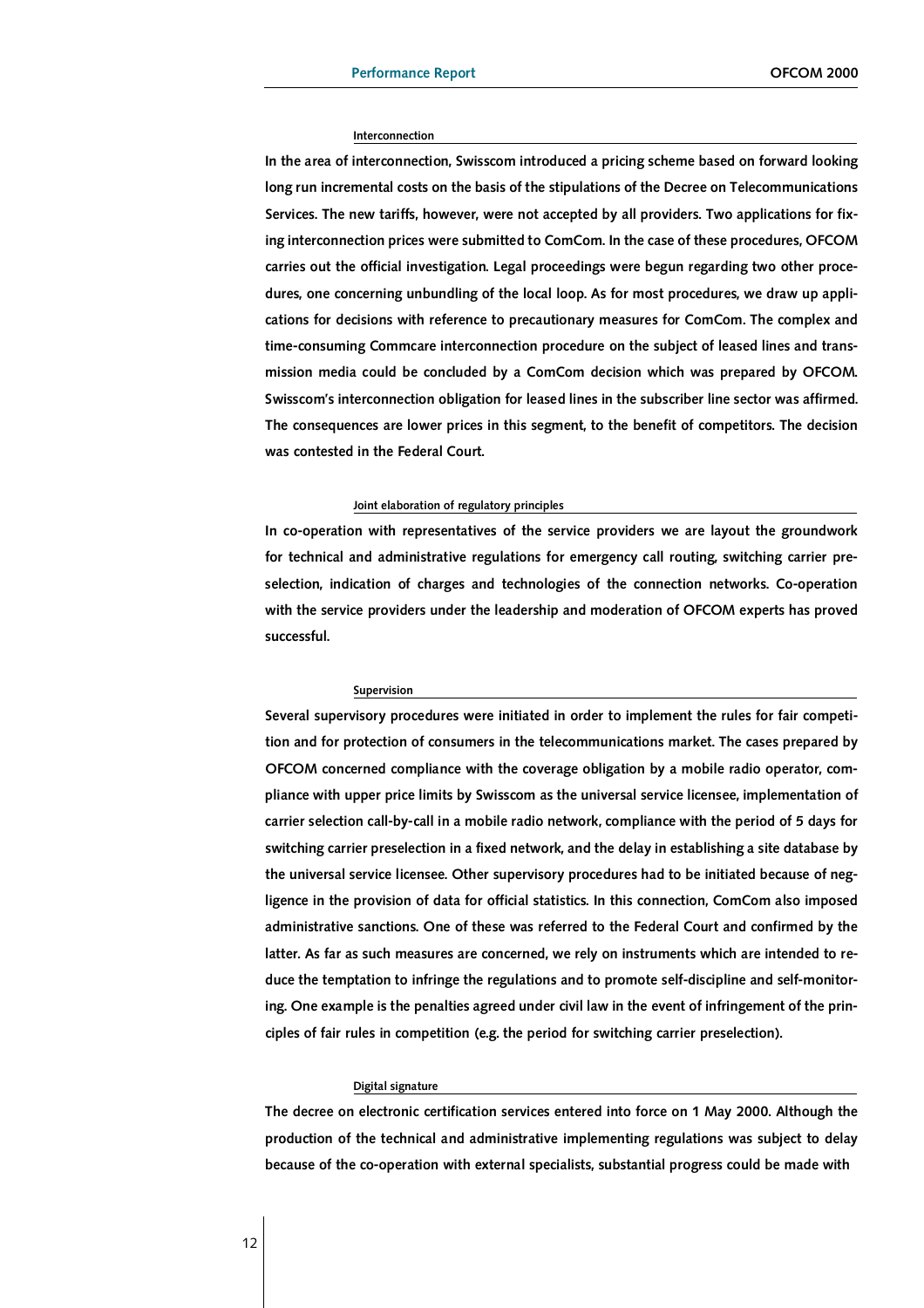### Interconnection

In the area of interconnection, Swisscom introduced a pricing scheme based on forward looking long run incremental costs on the basis of the stipulations of the Decree on Telecommunications Services. The new tariffs, however, were not accepted by all providers. Two applications for fixing interconnection prices were submitted to ComCom. In the case of these procedures, OFCOM carries out the official investigation. Legal proceedings were begun regarding two other procedures, one concerning unbundling of the local loop. As for most procedures, we draw up applications for decisions with reference to precautionary measures for ComCom. The complex and time-consuming Commcare interconnection procedure on the subject of leased lines and transmission media could be concluded by a ComCom decision which was prepared by OFCOM. Swisscom's interconnection obligation for leased lines in the subscriber line sector was affirmed. The consequences are lower prices in this segment, to the benefit of competitors. The decision was contested in the Federal Court.

### Joint elaboration of regulatory principles

In co-operation with representatives of the service providers we are layout the groundwork for technical and administrative regulations for emergency call routing, switching carrier preselection, indication of charges and technologies of the connection networks. Co-operation with the service providers under the leadership and moderation of OFCOM experts has proved successful.

### Supervision

Several supervisory procedures were initiated in order to implement the rules for fair competition and for protection of consumers in the telecommunications market. The cases prepared by OFCOM concerned compliance with the coverage obligation by a mobile radio operator, compliance with upper price limits by Swisscom as the universal service licensee, implementation of carrier selection call-by-call in a mobile radio network, compliance with the period of 5 days for switching carrier preselection in a fixed network, and the delay in establishing a site database by the universal service licensee. Other supervisory procedures had to be initiated because of negligence in the provision of data for official statistics. In this connection, ComCom also imposed administrative sanctions. One of these was referred to the Federal Court and confirmed by the latter. As far as such measures are concerned, we rely on instruments which are intended to reduce the temptation to infringe the regulations and to promote self-discipline and self-monitoring. One example is the penalties agreed under civil law in the event of infringement of the principles of fair rules in competition (e.g. the period for switching carrier preselection).

### Digital signature

The decree on electronic certification services entered into force on 1 May 2000. Although the production of the technical and administrative implementing regulations was subject to delay because of the co-operation with external specialists, substantial progress could be made with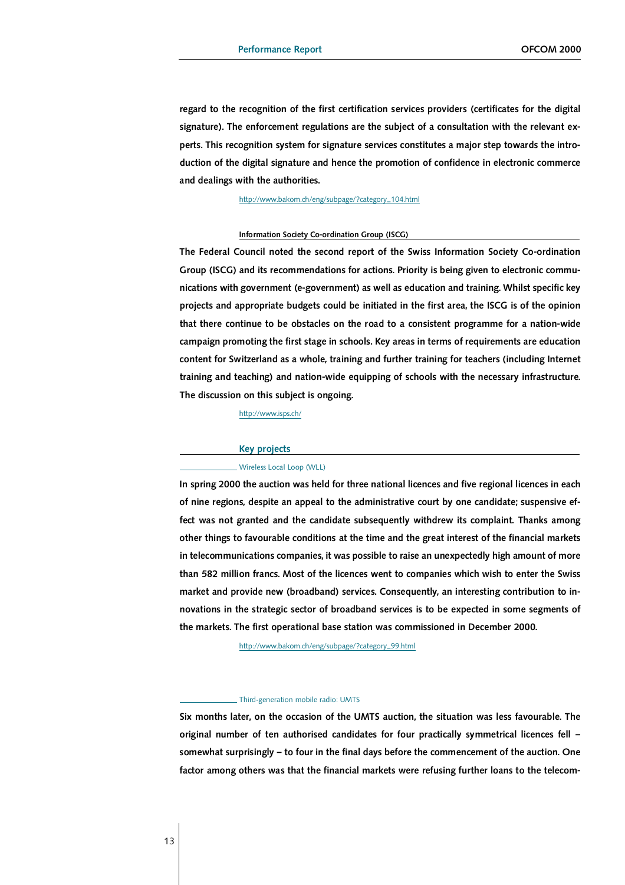regard to the recognition of the first certification services providers (certificates for the digital signature). The enforcement regulations are the subject of a consultation with the relevant experts. This recognition system for signature services constitutes a major step towards the introduction of the digital signature and hence the promotion of confidence in electronic commerce and dealings with the authorities.

http://www.bakom.ch/eng/subpage/?category_104.html

#### Information Society Co-ordination Group (ISCG)

The Federal Council noted the second report of the Swiss Information Society Co-ordination Group (ISCG) and its recommendations for actions. Priority is being given to electronic communications with government (e-government) as well as education and training. Whilst specific key projects and appropriate budgets could be initiated in the first area, the ISCG is of the opinion that there continue to be obstacles on the road to a consistent programme for a nation-wide campaign promoting the first stage in schools. Key areas in terms of requirements are education content for Switzerland as a whole, training and further training for teachers (including Internet training and teaching) and nation-wide equipping of schools with the necessary infrastructure. The discussion on this subject is ongoing.

http://www.isps.ch/

## Key projects

#### Wireless Local Loop (WLL)

In spring 2000 the auction was held for three national licences and five regional licences in each of nine regions, despite an appeal to the administrative court by one candidate; suspensive effect was not granted and the candidate subsequently withdrew its complaint. Thanks among other things to favourable conditions at the time and the great interest of the financial markets in telecommunications companies, it was possible to raise an unexpectedly high amount of more than 582 million francs. Most of the licences went to companies which wish to enter the Swiss market and provide new (broadband) services. Consequently, an interesting contribution to innovations in the strategic sector of broadband services is to be expected in some segments of the markets. The first operational base station was commissioned in December 2000.

http://www.bakom.ch/eng/subpage/?category_99.html

#### Third-generation mobile radio: UMTS

Six months later, on the occasion of the UMTS auction, the situation was less favourable. The original number of ten authorised candidates for four practically symmetrical licences fell – somewhat surprisingly – to four in the final days before the commencement of the auction. One factor among others was that the financial markets were refusing further loans to the telecom-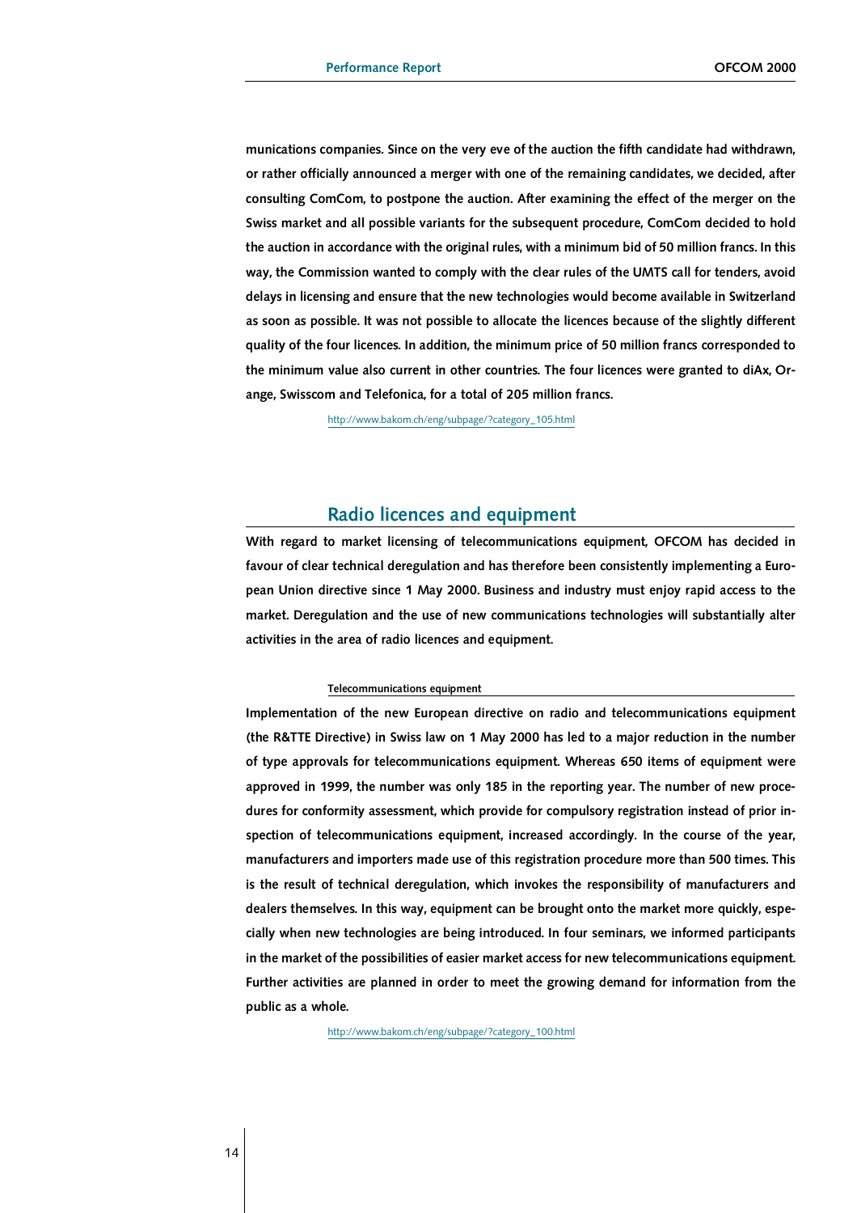munications companies. Since on the very eve of the auction the fifth candidate had withdrawn, or rather officially announced a merger with one of the remaining candidates, we decided, after consulting ComCom, to postpone the auction. After examining the effect of the merger on the Swiss market and all possible variants for the subsequent procedure, ComCom decided to hold the auction in accordance with the original rules, with a minimum bid of 50 million francs. In this way, the Commission wanted to comply with the clear rules of the UMTS call for tenders, avoid delays in licensing and ensure that the new technologies would become available in Switzerland as soon as possible. It was not possible to allocate the licences because of the slightly different quality of the four licences. In addition, the minimum price of 50 million francs corresponded to the minimum value also current in other countries. The four licences were granted to diAx, Orange, Swisscom and Telefonica, for a total of 205 million francs.

http://www.bakom.ch/eng/subpage/?category_105.html

## Radio licences and equipment

With regard to market licensing of telecommunications equipment, OFCOM has decided in favour of clear technical deregulation and has therefore been consistently implementing a European Union directive since 1 May 2000. Business and industry must enjoy rapid access to the market. Deregulation and the use of new communications technologies will substantially alter activities in the area of radio licences and equipment.

### Telecommunications equipment

Implementation of the new European directive on radio and telecommunications equipment (the R&TTE Directive) in Swiss law on 1 May 2000 has led to a major reduction in the number of type approvals for telecommunications equipment. Whereas 650 items of equipment were approved in 1999, the number was only 185 in the reporting year. The number of new procedures for conformity assessment, which provide for compulsory registration instead of prior inspection of telecommunications equipment, increased accordingly. In the course of the year, manufacturers and importers made use of this registration procedure more than 500 times. This is the result of technical deregulation, which invokes the responsibility of manufacturers and dealers themselves. In this way, equipment can be brought onto the market more quickly, especially when new technologies are being introduced. In four seminars, we informed participants in the market of the possibilities of easier market access for new telecommunications equipment. Further activities are planned in order to meet the growing demand for information from the public as a whole.

http://www.bakom.ch/eng/subpage/?category_100.html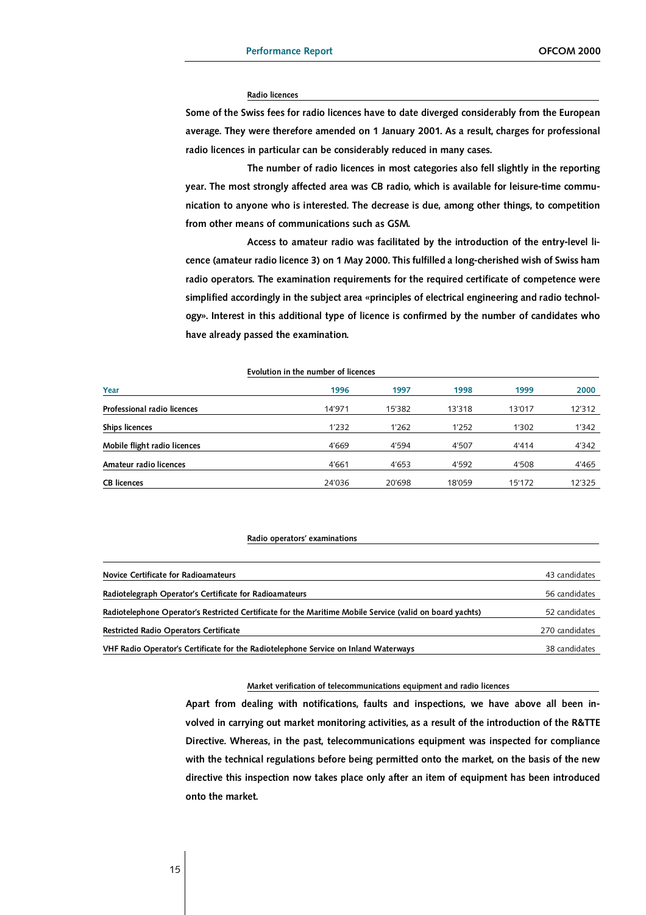### Radio licences

Some of the Swiss fees for radio licences have to date diverged considerably from the European average. They were therefore amended on 1 January 2001. As a result, charges for professional radio licences in particular can be considerably reduced in many cases.

The number of radio licences in most categories also fell slightly in the reporting year. The most strongly affected area was CB radio, which is available for leisure-time communication to anyone who is interested. The decrease is due, among other things, to competition from other means of communications such as GSM.

Access to amateur radio was facilitated by the introduction of the entry-level licence (amateur radio licence 3) on 1 May 2000. This fulfilled a long-cherished wish of Swiss ham radio operators. The examination requirements for the required certificate of competence were simplified accordingly in the subject area «principles of electrical engineering and radio technology». Interest in this additional type of licence is confirmed by the number of candidates who have already passed the examination.

### Evolution in the number of licences

| Year | 1996 | 1997 | 1998 | 1999 | 2000 |
|---|---|---|---|---|---|
| Professional radio licences | 14'971 | 15'382 | 13'318 | 13'017 | 12'312 |
| Ships licences | 1'232 | 1'262 | 1'252 | 1'302 | 1'342 |
| Mobile flight radio licences | 4'669 | 4'594 | 4'507 | 4'414 | 4'342 |
| Amateur radio licences | 4'661 | 4'653 | 4'592 | 4'508 | 4'465 |
| CB licences | 24'036 | 20'698 | 18'059 | 15'172 | 12'325 |

### Radio operators' examinations

| | |
|---|---|
| Novice Certificate for Radioamateurs | 43 candidates |
| Radiotelegraph Operator's Certificate for Radioamateurs | 56 candidates |
| Radiotelephone Operator's Restricted Certificate for the Maritime Mobile Service (valid on board yachts) | 52 candidates |
| Restricted Radio Operators Certificate | 270 candidates |
| VHF Radio Operator's Certificate for the Radiotelephone Service on Inland Waterways | 38 candidates |

### Market verification of telecommunications equipment and radio licences

Apart from dealing with notifications, faults and inspections, we have above all been involved in carrying out market monitoring activities, as a result of the introduction of the R&TTE Directive. Whereas, in the past, telecommunications equipment was inspected for compliance with the technical regulations before being permitted onto the market, on the basis of the new directive this inspection now takes place only after an item of equipment has been introduced onto the market.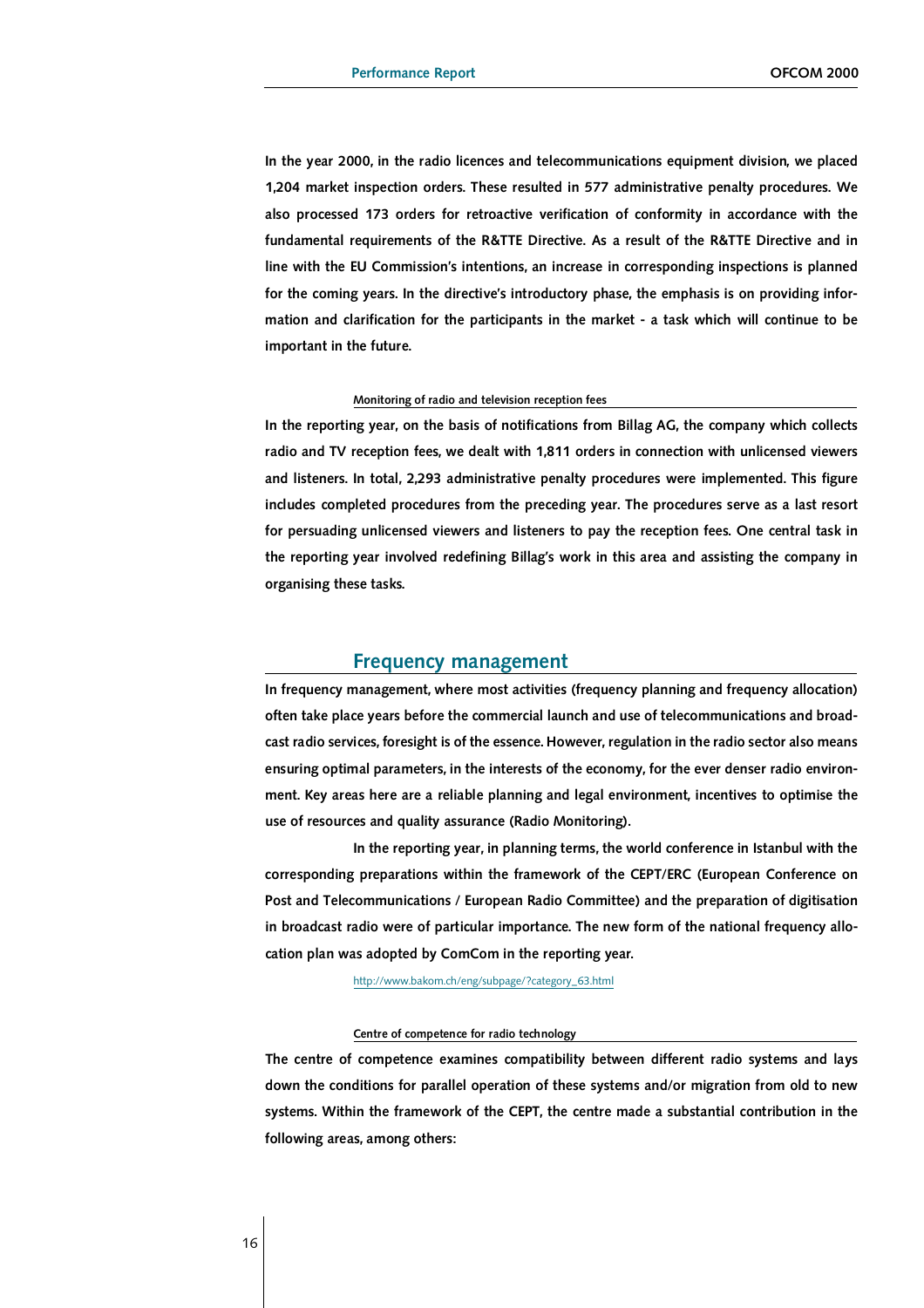In the year 2000, in the radio licences and telecommunications equipment division, we placed 1,204 market inspection orders. These resulted in 577 administrative penalty procedures. We also processed 173 orders for retroactive verification of conformity in accordance with the fundamental requirements of the R&TTE Directive. As a result of the R&TTE Directive and in line with the EU Commission's intentions, an increase in corresponding inspections is planned for the coming years. In the directive's introductory phase, the emphasis is on providing information and clarification for the participants in the market - a task which will continue to be important in the future.

#### Monitoring of radio and television reception fees

In the reporting year, on the basis of notifications from Billag AG, the company which collects radio and TV reception fees, we dealt with 1,811 orders in connection with unlicensed viewers and listeners. In total, 2,293 administrative penalty procedures were implemented. This figure includes completed procedures from the preceding year. The procedures serve as a last resort for persuading unlicensed viewers and listeners to pay the reception fees. One central task in the reporting year involved redefining Billag's work in this area and assisting the company in organising these tasks.

## Frequency management

In frequency management, where most activities (frequency planning and frequency allocation) often take place years before the commercial launch and use of telecommunications and broadcast radio services, foresight is of the essence. However, regulation in the radio sector also means ensuring optimal parameters, in the interests of the economy, for the ever denser radio environment. Key areas here are a reliable planning and legal environment, incentives to optimise the use of resources and quality assurance (Radio Monitoring).

In the reporting year, in planning terms, the world conference in Istanbul with the corresponding preparations within the framework of the CEPT/ERC (European Conference on Post and Telecommunications / European Radio Committee) and the preparation of digitisation in broadcast radio were of particular importance. The new form of the national frequency allocation plan was adopted by ComCom in the reporting year.

http://www.bakom.ch/eng/subpage/?category_63.html

#### Centre of competence for radio technology

The centre of competence examines compatibility between different radio systems and lays down the conditions for parallel operation of these systems and/or migration from old to new systems. Within the framework of the CEPT, the centre made a substantial contribution in the following areas, among others: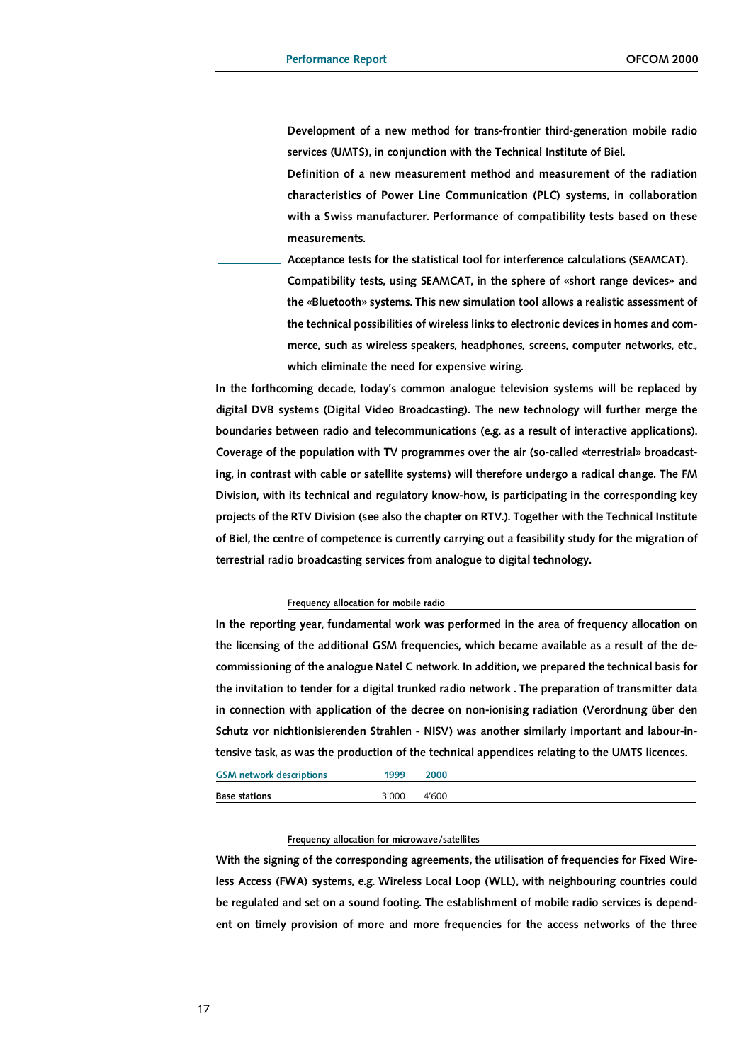- Development of a new method for trans-frontier third-generation mobile radio services (UMTS), in conjunction with the Technical Institute of Biel.
- Definition of a new measurement method and measurement of the radiation characteristics of Power Line Communication (PLC) systems, in collaboration with a Swiss manufacturer. Performance of compatibility tests based on these measurements.
- Acceptance tests for the statistical tool for interference calculations (SEAMCAT).
- Compatibility tests, using SEAMCAT, in the sphere of «short range devices» and the «Bluetooth» systems. This new simulation tool allows a realistic assessment of the technical possibilities of wireless links to electronic devices in homes and commerce, such as wireless speakers, headphones, screens, computer networks, etc., which eliminate the need for expensive wiring.

In the forthcoming decade, today's common analogue television systems will be replaced by digital DVB systems (Digital Video Broadcasting). The new technology will further merge the boundaries between radio and telecommunications (e.g. as a result of interactive applications). Coverage of the population with TV programmes over the air (so-called «terrestrial» broadcasting, in contrast with cable or satellite systems) will therefore undergo a radical change. The FM Division, with its technical and regulatory know-how, is participating in the corresponding key projects of the RTV Division (see also the chapter on RTV.). Together with the Technical Institute of Biel, the centre of competence is currently carrying out a feasibility study for the migration of terrestrial radio broadcasting services from analogue to digital technology.

### Frequency allocation for mobile radio

In the reporting year, fundamental work was performed in the area of frequency allocation on the licensing of the additional GSM frequencies, which became available as a result of the decommissioning of the analogue Natel C network. In addition, we prepared the technical basis for the invitation to tender for a digital trunked radio network . The preparation of transmitter data in connection with application of the decree on non-ionising radiation (Verordnung über den Schutz vor nichtionisierenden Strahlen - NISV) was another similarly important and labour-intensive task, as was the production of the technical appendices relating to the UMTS licences.

| GSM network descriptions | 1999 | 2000 |
|---|---|---|
| Base stations | 3'000 | 4'600 |

### Frequency allocation for microwave/satellites

With the signing of the corresponding agreements, the utilisation of frequencies for Fixed Wireless Access (FWA) systems, e.g. Wireless Local Loop (WLL), with neighbouring countries could be regulated and set on a sound footing. The establishment of mobile radio services is dependent on timely provision of more and more frequencies for the access networks of the three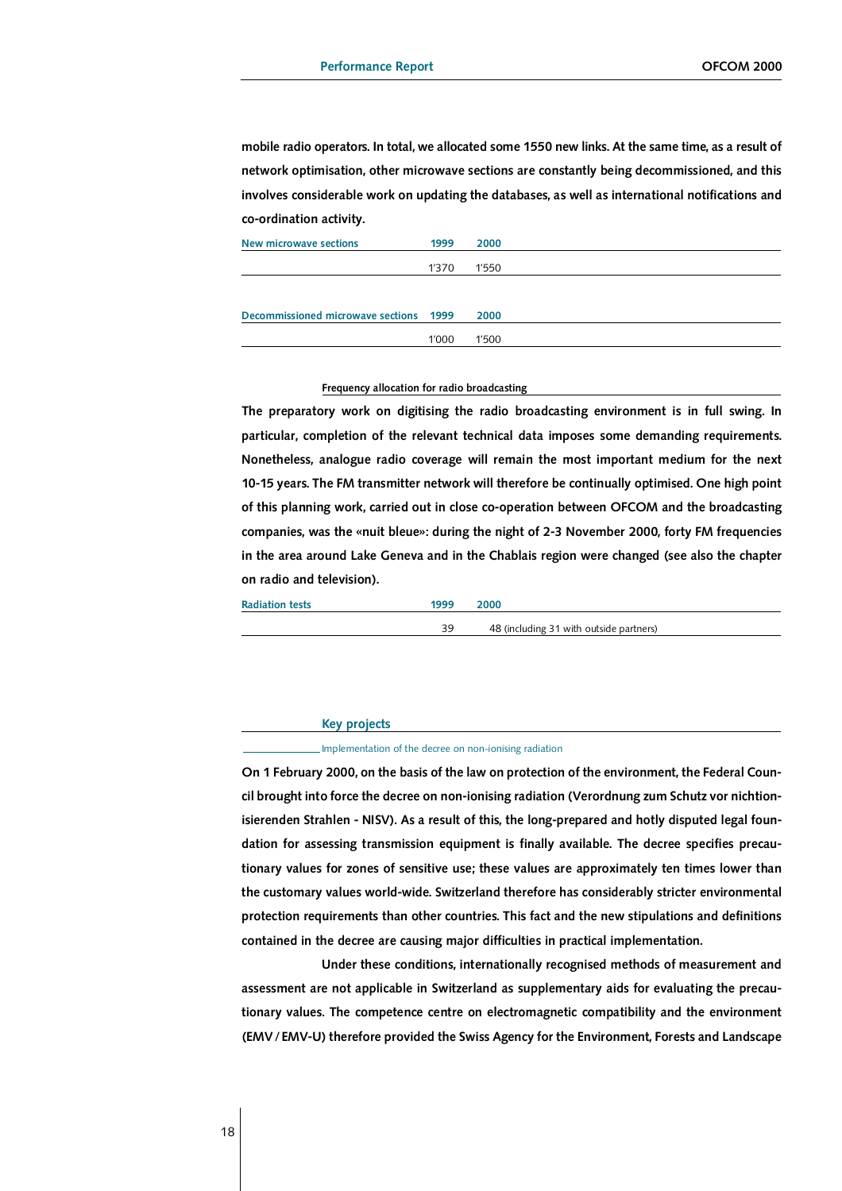**mobile radio operators. In total, we allocated some 1550 new links. At the same time, as a result of network optimisation, other microwave sections are constantly being decommissioned, and this involves considerable work on updating the databases, as well as international notifications and co-ordination activity.**

| New microwave sections | 1999 | 2000 |
|---|---|---|
| | 1'370 | 1'550 |

| Decommissioned microwave sections | 1999 | 2000 |
|---|---|---|
| | 1'000 | 1'500 |

### Frequency allocation for radio broadcasting

**The preparatory work on digitising the radio broadcasting environment is in full swing. In particular, completion of the relevant technical data imposes some demanding requirements. Nonetheless, analogue radio coverage will remain the most important medium for the next 10-15 years. The FM transmitter network will therefore be continually optimised. One high point of this planning work, carried out in close co-operation between OFCOM and the broadcasting companies, was the «nuit bleue»: during the night of 2-3 November 2000, forty FM frequencies in the area around Lake Geneva and in the Chablais region were changed (see also the chapter on radio and television).**

| Radiation tests | 1999 | 2000 |
|---|---|---|
| | 39 | 48 (including 31 with outside partners) |

## Key projects

### Implementation of the decree on non-ionising radiation

**On 1 February 2000, on the basis of the law on protection of the environment, the Federal Council brought into force the decree on non-ionising radiation (Verordnung zum Schutz vor nichtionisierenden Strahlen - NISV). As a result of this, the long-prepared and hotly disputed legal foundation for assessing transmission equipment is finally available. The decree specifies precautionary values for zones of sensitive use; these values are approximately ten times lower than the customary values world-wide. Switzerland therefore has considerably stricter environmental protection requirements than other countries. This fact and the new stipulations and definitions contained in the decree are causing major difficulties in practical implementation.**

**Under these conditions, internationally recognised methods of measurement and assessment are not applicable in Switzerland as supplementary aids for evaluating the precautionary values. The competence centre on electromagnetic compatibility and the environment (EMV / EMV-U) therefore provided the Swiss Agency for the Environment, Forests and Landscape**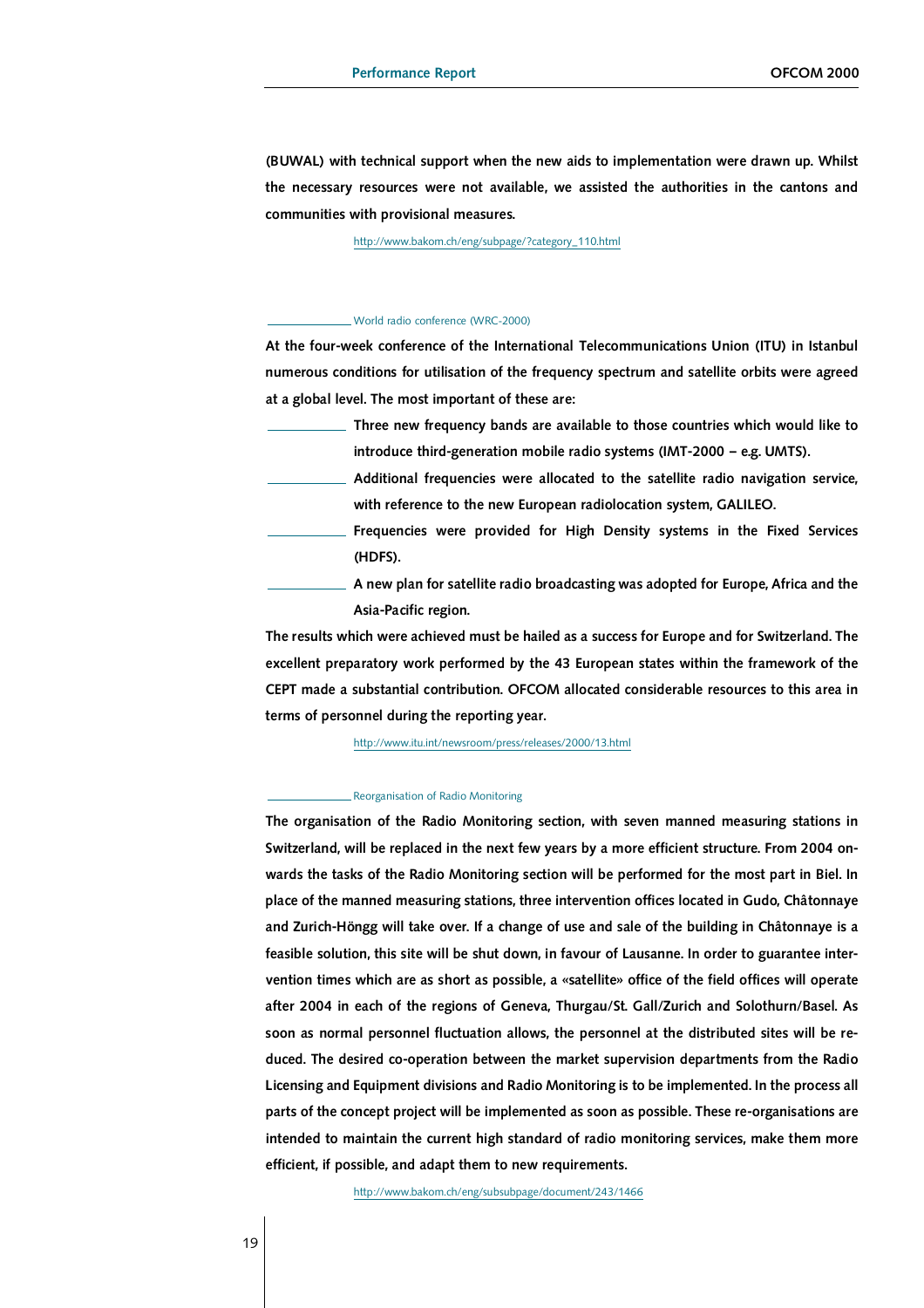(BUWAL) with technical support when the new aids to implementation were drawn up. Whilst the necessary resources were not available, we assisted the authorities in the cantons and communities with provisional measures.

http://www.bakom.ch/eng/subpage/?category_110.html

### World radio conference (WRC-2000)

At the four-week conference of the International Telecommunications Union (ITU) in Istanbul numerous conditions for utilisation of the frequency spectrum and satellite orbits were agreed at a global level. The most important of these are:

- Three new frequency bands are available to those countries which would like to introduce third-generation mobile radio systems (IMT-2000 – e.g. UMTS).
- Additional frequencies were allocated to the satellite radio navigation service, with reference to the new European radiolocation system, GALILEO.
- Frequencies were provided for High Density systems in the Fixed Services (HDFS).
- A new plan for satellite radio broadcasting was adopted for Europe, Africa and the Asia-Pacific region.

The results which were achieved must be hailed as a success for Europe and for Switzerland. The excellent preparatory work performed by the 43 European states within the framework of the CEPT made a substantial contribution. OFCOM allocated considerable resources to this area in terms of personnel during the reporting year.

http://www.itu.int/newsroom/press/releases/2000/13.html

### Reorganisation of Radio Monitoring

The organisation of the Radio Monitoring section, with seven manned measuring stations in Switzerland, will be replaced in the next few years by a more efficient structure. From 2004 onwards the tasks of the Radio Monitoring section will be performed for the most part in Biel. In place of the manned measuring stations, three intervention offices located in Gudo, Châtonnaye and Zurich-Höngg will take over. If a change of use and sale of the building in Châtonnaye is a feasible solution, this site will be shut down, in favour of Lausanne. In order to guarantee intervention times which are as short as possible, a «satellite» office of the field offices will operate after 2004 in each of the regions of Geneva, Thurgau/St. Gall/Zurich and Solothurn/Basel. As soon as normal personnel fluctuation allows, the personnel at the distributed sites will be reduced. The desired co-operation between the market supervision departments from the Radio Licensing and Equipment divisions and Radio Monitoring is to be implemented. In the process all parts of the concept project will be implemented as soon as possible. These re-organisations are intended to maintain the current high standard of radio monitoring services, make them more efficient, if possible, and adapt them to new requirements.

http://www.bakom.ch/eng/subsubpage/document/243/1466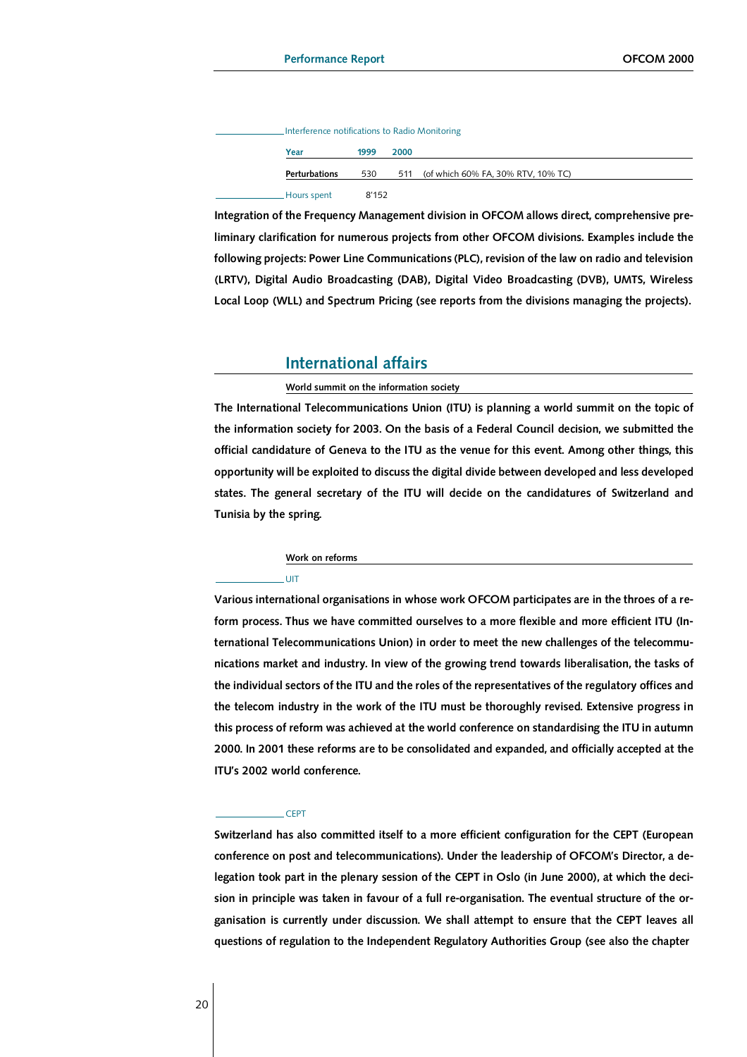Interference notifications to Radio Monitoring

| Year | 1999 | 2000 | |
|---|---|---|---|
| **Perturbations** | 530 | 511 | (of which 60% FA, 30% RTV, 10% TC) |

Hours spent 8'152

**Integration of the Frequency Management division in OFCOM allows direct, comprehensive preliminary clarification for numerous projects from other OFCOM divisions. Examples include the following projects: Power Line Communications (PLC), revision of the law on radio and television (LRTV), Digital Audio Broadcasting (DAB), Digital Video Broadcasting (DVB), UMTS, Wireless Local Loop (WLL) and Spectrum Pricing (see reports from the divisions managing the projects).**

## International affairs

### World summit on the information society

**The International Telecommunications Union (ITU) is planning a world summit on the topic of the information society for 2003. On the basis of a Federal Council decision, we submitted the official candidature of Geneva to the ITU as the venue for this event. Among other things, this opportunity will be exploited to discuss the digital divide between developed and less developed states. The general secretary of the ITU will decide on the candidatures of Switzerland and Tunisia by the spring.**

### Work on reforms

UIT

**Various international organisations in whose work OFCOM participates are in the throes of a reform process. Thus we have committed ourselves to a more flexible and more efficient ITU (International Telecommunications Union) in order to meet the new challenges of the telecommunications market and industry. In view of the growing trend towards liberalisation, the tasks of the individual sectors of the ITU and the roles of the representatives of the regulatory offices and the telecom industry in the work of the ITU must be thoroughly revised. Extensive progress in this process of reform was achieved at the world conference on standardising the ITU in autumn 2000. In 2001 these reforms are to be consolidated and expanded, and officially accepted at the ITU's 2002 world conference.**

CEPT

**Switzerland has also committed itself to a more efficient configuration for the CEPT (European conference on post and telecommunications). Under the leadership of OFCOM's Director, a delegation took part in the plenary session of the CEPT in Oslo (in June 2000), at which the decision in principle was taken in favour of a full re-organisation. The eventual structure of the organisation is currently under discussion. We shall attempt to ensure that the CEPT leaves all questions of regulation to the Independent Regulatory Authorities Group (see also the chapter**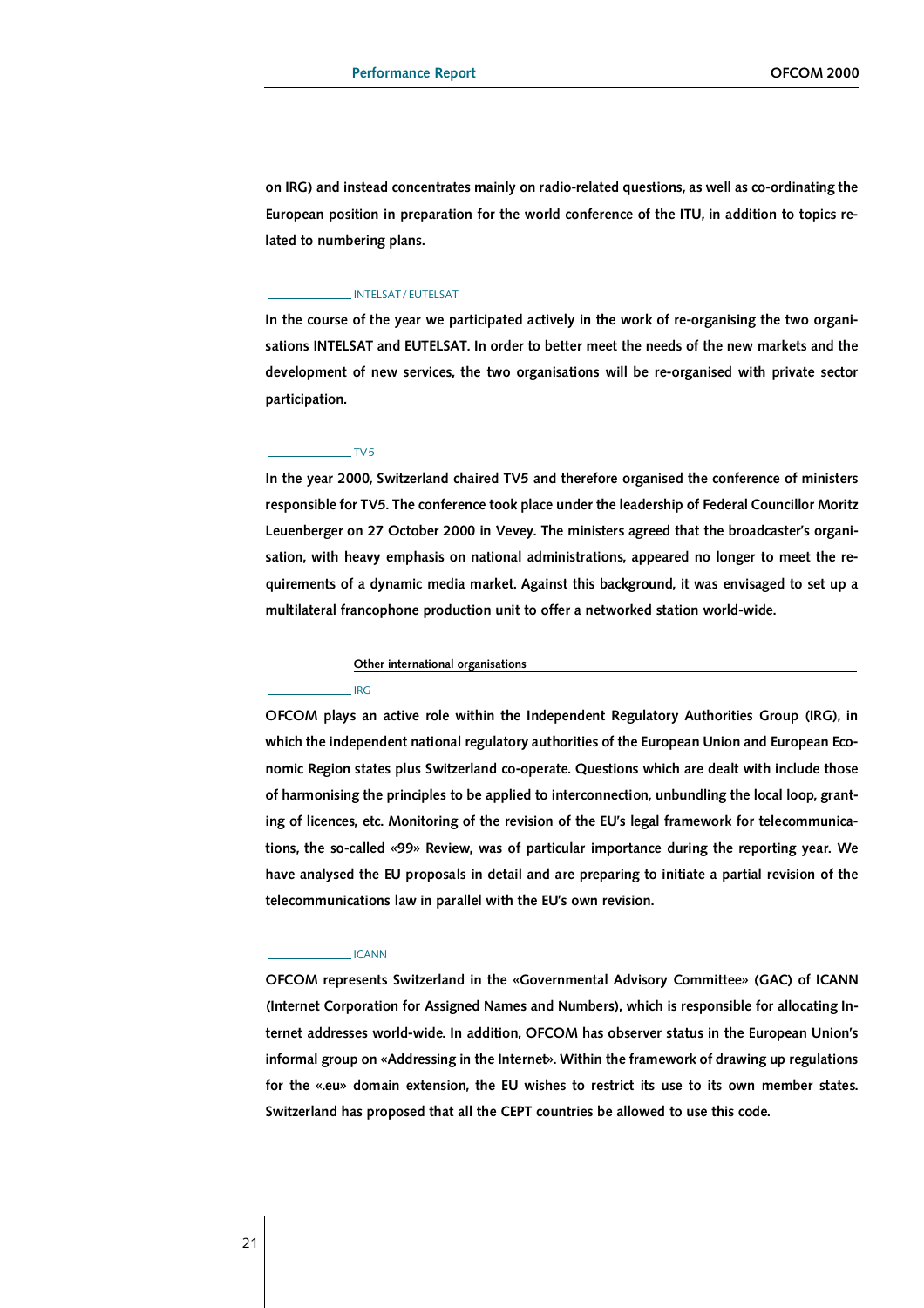on IRG) and instead concentrates mainly on radio-related questions, as well as co-ordinating the European position in preparation for the world conference of the ITU, in addition to topics related to numbering plans.

#### INTELSAT / EUTELSAT

In the course of the year we participated actively in the work of re-organising the two organisations INTELSAT and EUTELSAT. In order to better meet the needs of the new markets and the development of new services, the two organisations will be re-organised with private sector participation.

#### TV5

In the year 2000, Switzerland chaired TV5 and therefore organised the conference of ministers responsible for TV5. The conference took place under the leadership of Federal Councillor Moritz Leuenberger on 27 October 2000 in Vevey. The ministers agreed that the broadcaster's organisation, with heavy emphasis on national administrations, appeared no longer to meet the requirements of a dynamic media market. Against this background, it was envisaged to set up a multilateral francophone production unit to offer a networked station world-wide.

### Other international organisations

#### IRG

OFCOM plays an active role within the Independent Regulatory Authorities Group (IRG), in which the independent national regulatory authorities of the European Union and European Economic Region states plus Switzerland co-operate. Questions which are dealt with include those of harmonising the principles to be applied to interconnection, unbundling the local loop, granting of licences, etc. Monitoring of the revision of the EU's legal framework for telecommunications, the so-called «99» Review, was of particular importance during the reporting year. We have analysed the EU proposals in detail and are preparing to initiate a partial revision of the telecommunications law in parallel with the EU's own revision.

#### ICANN

OFCOM represents Switzerland in the «Governmental Advisory Committee» (GAC) of ICANN (Internet Corporation for Assigned Names and Numbers), which is responsible for allocating Internet addresses world-wide. In addition, OFCOM has observer status in the European Union's informal group on «Addressing in the Internet». Within the framework of drawing up regulations for the «.eu» domain extension, the EU wishes to restrict its use to its own member states. Switzerland has proposed that all the CEPT countries be allowed to use this code.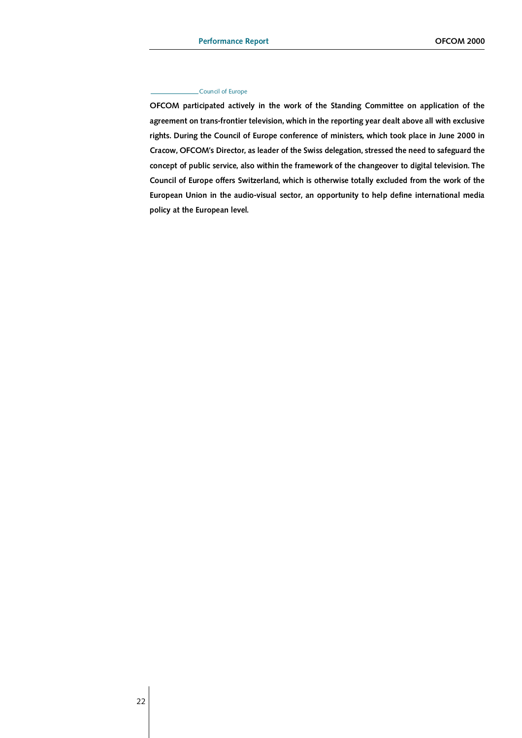### Council of Europe

**OFCOM participated actively in the work of the Standing Committee on application of the agreement on trans-frontier television, which in the reporting year dealt above all with exclusive rights. During the Council of Europe conference of ministers, which took place in June 2000 in Cracow, OFCOM's Director, as leader of the Swiss delegation, stressed the need to safeguard the concept of public service, also within the framework of the changeover to digital television. The Council of Europe offers Switzerland, which is otherwise totally excluded from the work of the European Union in the audio-visual sector, an opportunity to help define international media policy at the European level.**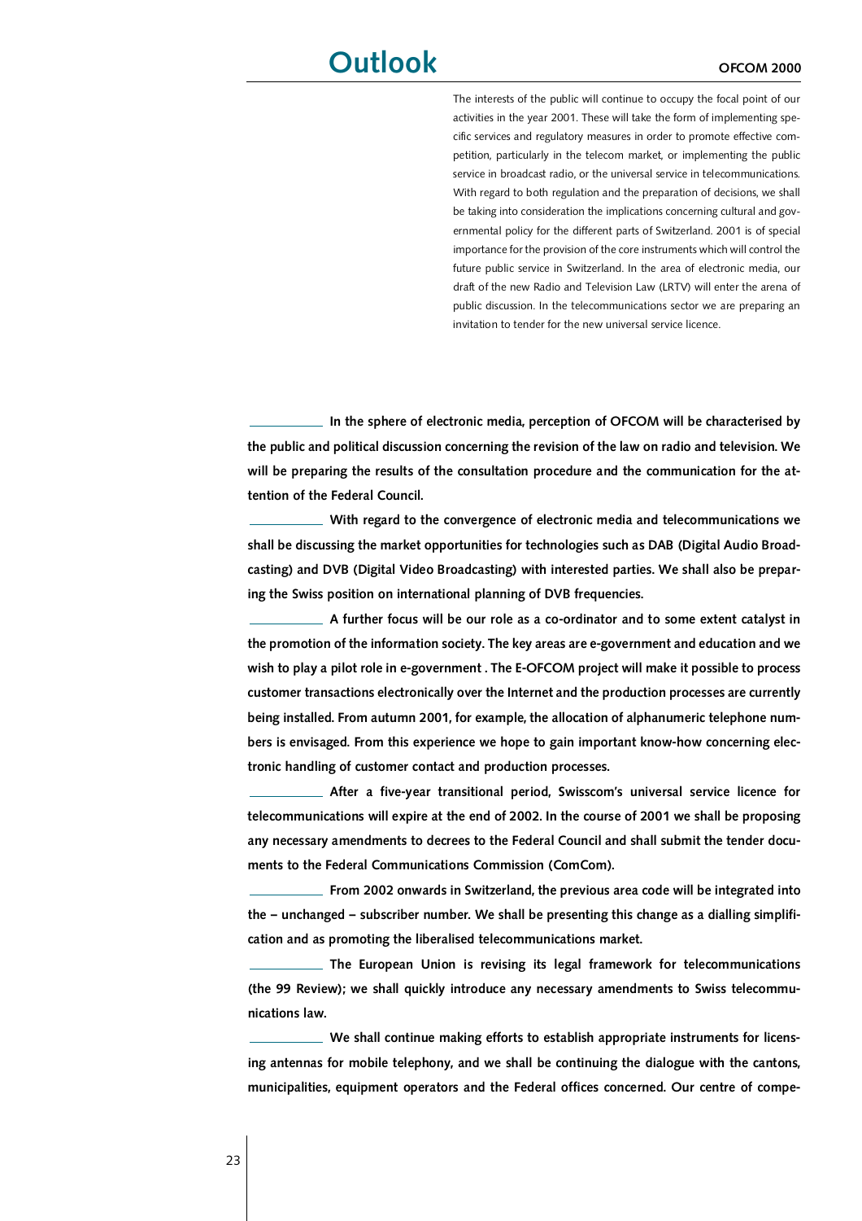# Outlook

The interests of the public will continue to occupy the focal point of our activities in the year 2001. These will take the form of implementing specific services and regulatory measures in order to promote effective competition, particularly in the telecom market, or implementing the public service in broadcast radio, or the universal service in telecommunications. With regard to both regulation and the preparation of decisions, we shall be taking into consideration the implications concerning cultural and governmental policy for the different parts of Switzerland. 2001 is of special importance for the provision of the core instruments which will control the future public service in Switzerland. In the area of electronic media, our draft of the new Radio and Television Law (LRTV) will enter the arena of public discussion. In the telecommunications sector we are preparing an invitation to tender for the new universal service licence.

**In the sphere of electronic media, perception of OFCOM will be characterised by the public and political discussion concerning the revision of the law on radio and television. We will be preparing the results of the consultation procedure and the communication for the attention of the Federal Council.**

**With regard to the convergence of electronic media and telecommunications we shall be discussing the market opportunities for technologies such as DAB (Digital Audio Broadcasting) and DVB (Digital Video Broadcasting) with interested parties. We shall also be preparing the Swiss position on international planning of DVB frequencies.**

**A further focus will be our role as a co-ordinator and to some extent catalyst in the promotion of the information society. The key areas are e-government and education and we wish to play a pilot role in e-government . The E-OFCOM project will make it possible to process customer transactions electronically over the Internet and the production processes are currently being installed. From autumn 2001, for example, the allocation of alphanumeric telephone numbers is envisaged. From this experience we hope to gain important know-how concerning electronic handling of customer contact and production processes.**

**After a five-year transitional period, Swisscom's universal service licence for telecommunications will expire at the end of 2002. In the course of 2001 we shall be proposing any necessary amendments to decrees to the Federal Council and shall submit the tender documents to the Federal Communications Commission (ComCom).**

**From 2002 onwards in Switzerland, the previous area code will be integrated into the – unchanged – subscriber number. We shall be presenting this change as a dialling simplification and as promoting the liberalised telecommunications market.**

**The European Union is revising its legal framework for telecommunications (the 99 Review); we shall quickly introduce any necessary amendments to Swiss telecommunications law.**

**We shall continue making efforts to establish appropriate instruments for licensing antennas for mobile telephony, and we shall be continuing the dialogue with the cantons, municipalities, equipment operators and the Federal offices concerned. Our centre of compe-**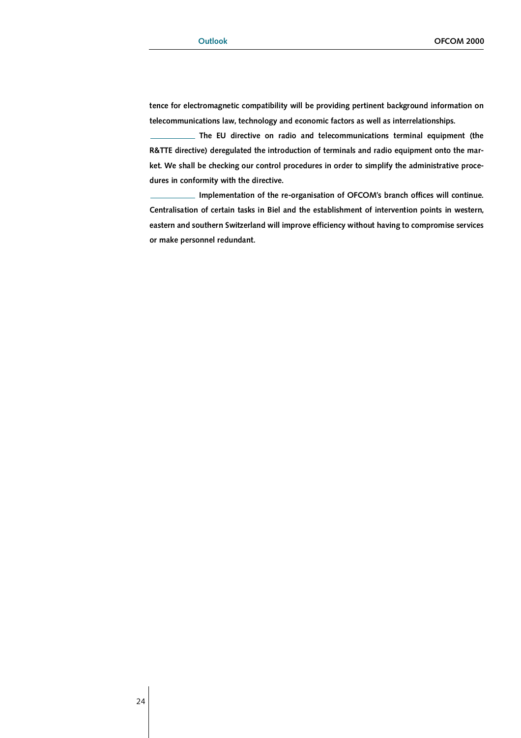tence for electromagnetic compatibility will be providing pertinent background information on telecommunications law, technology and economic factors as well as interrelationships.

The EU directive on radio and telecommunications terminal equipment (the R&TTE directive) deregulated the introduction of terminals and radio equipment onto the market. We shall be checking our control procedures in order to simplify the administrative procedures in conformity with the directive.

Implementation of the re-organisation of OFCOM's branch offices will continue. Centralisation of certain tasks in Biel and the establishment of intervention points in western, eastern and southern Switzerland will improve efficiency without having to compromise services or make personnel redundant.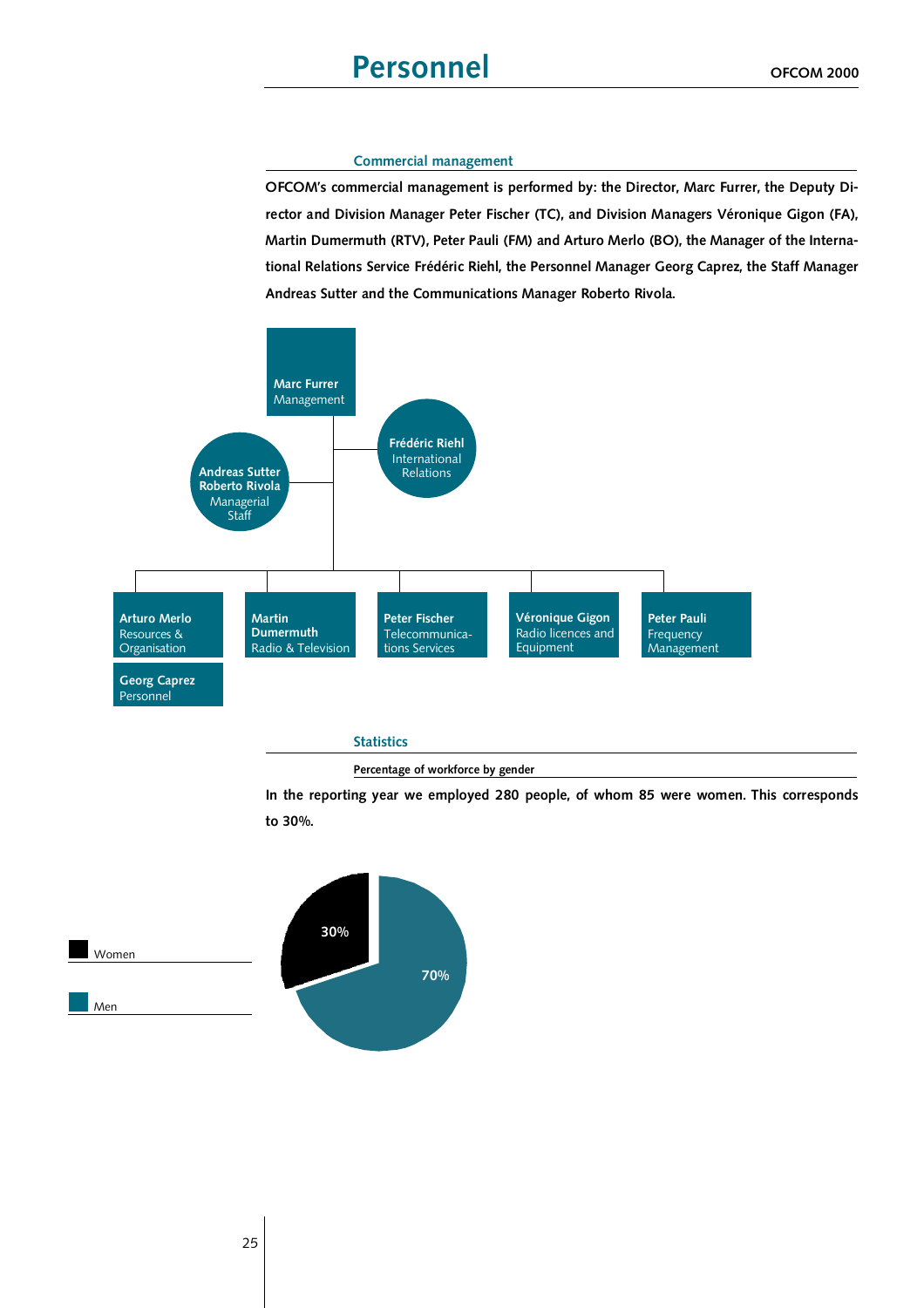# Personnel

## Commercial management

**OFCOM's commercial management is performed by: the Director, Marc Furrer, the Deputy Director and Division Manager Peter Fischer (TC), and Division Managers Véronique Gigon (FA), Martin Dumermuth (RTV), Peter Pauli (FM) and Arturo Merlo (BO), the Manager of the International Relations Service Frédéric Riehl, the Personnel Manager Georg Caprez, the Staff Manager Andreas Sutter and the Communications Manager Roberto Rivola.**

**Marc Furrer**
Management

**Frédéric Riehl**
International Relations

**Andreas Sutter**
**Roberto Rivola**
Managerial Staff

**Arturo Merlo**
Resources & Organisation

**Georg Caprez**
Personnel

**Martin Dumermuth**
Radio & Television

**Peter Fischer**
Telecommunications Services

**Véronique Gigon**
Radio licences and Equipment

**Peter Pauli**
Frequency Management

## Statistics

### Percentage of workforce by gender

**In the reporting year we employed 280 people, of whom 85 were women. This corresponds to 30%.**

Women
Men

30%
70%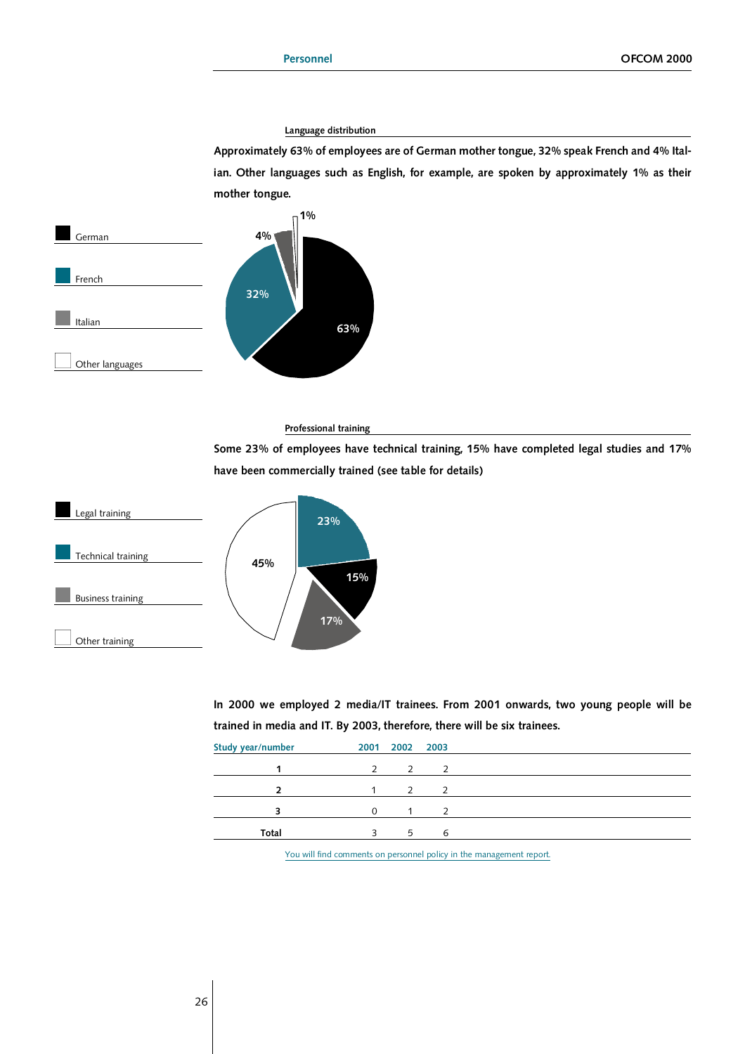### Language distribution

**Approximately 63% of employees are of German mother tongue, 32% speak French and 4% Italian. Other languages such as English, for example, are spoken by approximately 1% as their mother tongue.**

German
French
Italian
Other languages

1%
4%
32%
63%

### Professional training

**Some 23% of employees have technical training, 15% have completed legal studies and 17% have been commercially trained (see table for details)**

Legal training
Technical training
Business training
Other training

23%
45%
15%
17%

**In 2000 we employed 2 media/IT trainees. From 2001 onwards, two young people will be trained in media and IT. By 2003, therefore, there will be six trainees.**

| Study year/number | 2001 | 2002 | 2003 |
|---|---|---|---|
| 1 | 2 | 2 | 2 |
| 2 | 1 | 2 | 2 |
| 3 | 0 | 1 | 2 |
| Total | 3 | 5 | 6 |

You will find comments on personnel policy in the management report.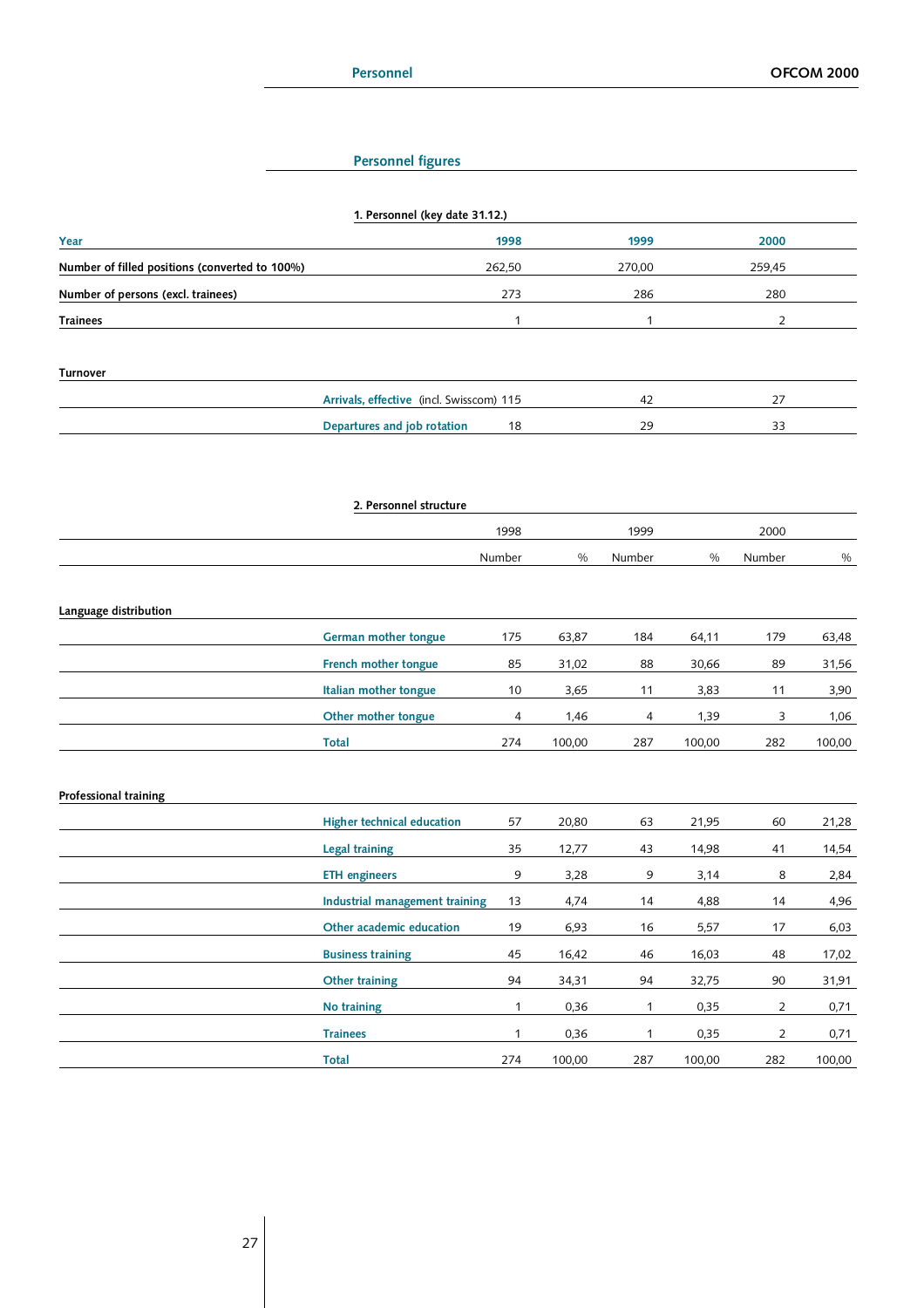## Personnel figures

### 1. Personnel (key date 31.12.)

| Year | 1998 | 1999 | 2000 |
|---|---|---|---|
| Number of filled positions (converted to 100%) | 262,50 | 270,00 | 259,45 |
| Number of persons (excl. trainees) | 273 | 286 | 280 |
| Trainees | 1 | 1 | 2 |

**Turnover**

| | 1998 | 1999 | 2000 |
|---|---|---|---|
| Arrivals, effective (incl. Swisscom) | 115 | 42 | 27 |
| Departures and job rotation | 18 | 29 | 33 |

### 2. Personnel structure

| | 1998 | | 1999 | | 2000 | |
|---|---|---|---|---|---|---|
| | Number | % | Number | % | Number | % |
| **Language distribution** | | | | | | |
| German mother tongue | 175 | 63,87 | 184 | 64,11 | 179 | 63,48 |
| French mother tongue | 85 | 31,02 | 88 | 30,66 | 89 | 31,56 |
| Italian mother tongue | 10 | 3,65 | 11 | 3,83 | 11 | 3,90 |
| Other mother tongue | 4 | 1,46 | 4 | 1,39 | 3 | 1,06 |
| Total | 274 | 100,00 | 287 | 100,00 | 282 | 100,00 |
| **Professional training** | | | | | | |
| Higher technical education | 57 | 20,80 | 63 | 21,95 | 60 | 21,28 |
| Legal training | 35 | 12,77 | 43 | 14,98 | 41 | 14,54 |
| ETH engineers | 9 | 3,28 | 9 | 3,14 | 8 | 2,84 |
| Industrial management training | 13 | 4,74 | 14 | 4,88 | 14 | 4,96 |
| Other academic education | 19 | 6,93 | 16 | 5,57 | 17 | 6,03 |
| Business training | 45 | 16,42 | 46 | 16,03 | 48 | 17,02 |
| Other training | 94 | 34,31 | 94 | 32,75 | 90 | 31,91 |
| No training | 1 | 0,36 | 1 | 0,35 | 2 | 0,71 |
| Trainees | 1 | 0,36 | 1 | 0,35 | 2 | 0,71 |
| Total | 274 | 100,00 | 287 | 100,00 | 282 | 100,00 |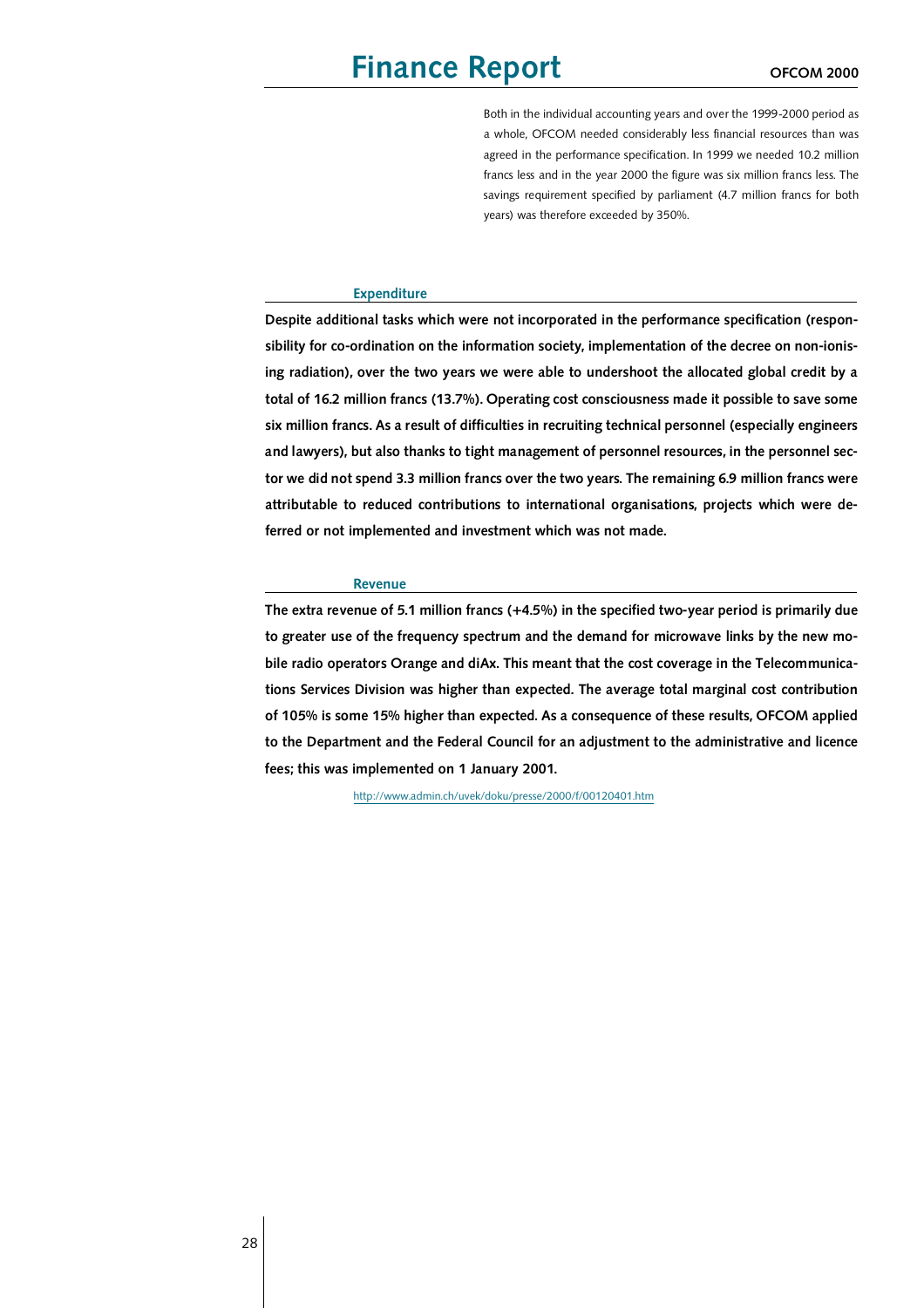# Finance Report

Both in the individual accounting years and over the 1999-2000 period as a whole, OFCOM needed considerably less financial resources than was agreed in the performance specification. In 1999 we needed 10.2 million francs less and in the year 2000 the figure was six million francs less. The savings requirement specified by parliament (4.7 million francs for both years) was therefore exceeded by 350%.

## Expenditure

**Despite additional tasks which were not incorporated in the performance specification (responsibility for co-ordination on the information society, implementation of the decree on non-ionising radiation), over the two years we were able to undershoot the allocated global credit by a total of 16.2 million francs (13.7%). Operating cost consciousness made it possible to save some six million francs. As a result of difficulties in recruiting technical personnel (especially engineers and lawyers), but also thanks to tight management of personnel resources, in the personnel sector we did not spend 3.3 million francs over the two years. The remaining 6.9 million francs were attributable to reduced contributions to international organisations, projects which were deferred or not implemented and investment which was not made.**

## Revenue

**The extra revenue of 5.1 million francs (+4.5%) in the specified two-year period is primarily due to greater use of the frequency spectrum and the demand for microwave links by the new mobile radio operators Orange and diAx. This meant that the cost coverage in the Telecommunications Services Division was higher than expected. The average total marginal cost contribution of 105% is some 15% higher than expected. As a consequence of these results, OFCOM applied to the Department and the Federal Council for an adjustment to the administrative and licence fees; this was implemented on 1 January 2001.**

http://www.admin.ch/uvek/doku/presse/2000/f/00120401.htm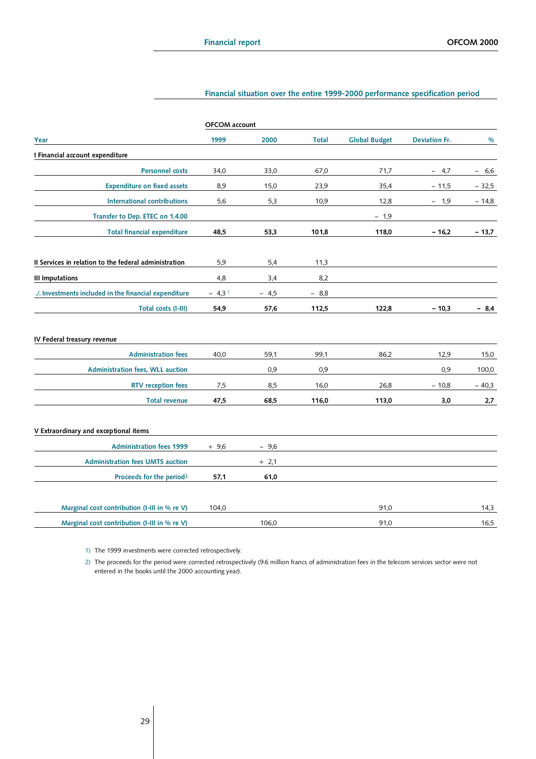## Financial situation over the entire 1999-2000 performance specification period

| | OFCOM account | | | | | |
|---|---|---|---|---|---|---|
| **Year** | **1999** | **2000** | **Total** | **Global Budget** | **Deviation Fr.** | **%** |
| **I Financial account expenditure** | | | | | | |
| Personnel costs | 34,0 | 33,0 | 67,0 | 71,7 | – 4,7 | – 6,6 |
| Expenditure on fixed assets | 8,9 | 15,0 | 23,9 | 35,4 | – 11,5 | – 32,5 |
| International contributions | 5,6 | 5,3 | 10,9 | 12,8 | – 1,9 | – 14,8 |
| Transfer to Dep. ETEC on 1.4.00 | | | | – 1,9 | | |
| Total financial expenditure | **48,5** | **53,3** | **101,8** | **118,0** | **– 16,2** | **– 13,7** |
| **II Services in relation to the federal administration** | 5,9 | 5,4 | 11,3 | | | |
| **III Imputations** | 4,8 | 3,4 | 8,2 | | | |
| ./. Investments included in the financial expenditure | – 4,3 [1] | – 4,5 | – 8,8 | | | |
| Total costs (I-III) | **54,9** | **57,6** | **112,5** | **122,8** | **– 10,3** | **– 8,4** |
| **IV Federal treasury revenue** | | | | | | |
| Administration fees | 40,0 | 59,1 | 99,1 | 86,2 | 12,9 | 15,0 |
| Administration fees, WLL auction | | 0,9 | 0,9 | | 0,9 | 100,0 |
| RTV reception fees | 7,5 | 8,5 | 16,0 | 26,8 | – 10,8 | – 40,3 |
| Total revenue | **47,5** | **68,5** | **116,0** | **113,0** | **3,0** | **2,7** |
| **V Extraordinary and exceptional items** | | | | | | |
| Administration fees 1999 | + 9,6 | – 9,6 | | | | |
| Administration fees UMTS auction | | + 2,1 | | | | |
| Proceeds for the period[2] | **57,1** | **61,0** | | | | |
| Marginal cost contribution (I-III in % re V) | 104,0 | | | 91,0 | | 14,3 |
| Marginal cost contribution (I-III in % re V) | | 106,0 | | 91,0 | | 16,5 |

1) The 1999 investments were corrected retrospectively.

2) The proceeds for the period were corrected retrospectively (9.6 million francs of administration fees in the telecom services sector were not entered in the books until the 2000 accounting year).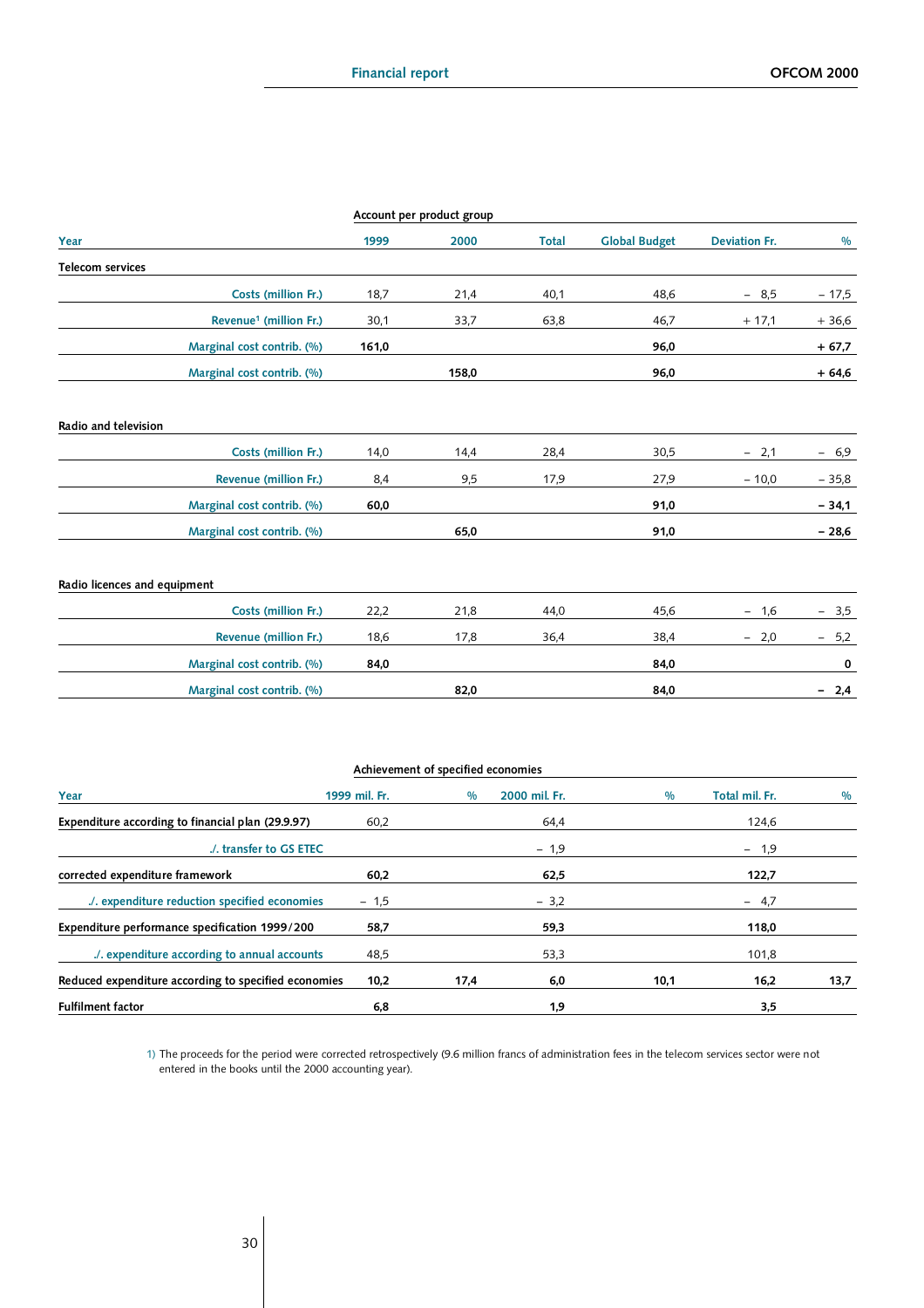**Account per product group**

| Year | 1999 | 2000 | Total | Global Budget | Deviation Fr. | % |
|---|---|---|---|---|---|---|
| **Telecom services** | | | | | | |
| Costs (million Fr.) | 18,7 | 21,4 | 40,1 | 48,6 | – 8,5 | – 17,5 |
| Revenue[1] (million Fr.) | 30,1 | 33,7 | 63,8 | 46,7 | + 17,1 | + 36,6 |
| Marginal cost contrib. (%) | **161,0** | | | **96,0** | | **+ 67,7** |
| Marginal cost contrib. (%) | | **158,0** | | **96,0** | | **+ 64,6** |
| **Radio and television** | | | | | | |
| Costs (million Fr.) | 14,0 | 14,4 | 28,4 | 30,5 | – 2,1 | – 6,9 |
| Revenue (million Fr.) | 8,4 | 9,5 | 17,9 | 27,9 | – 10,0 | – 35,8 |
| Marginal cost contrib. (%) | **60,0** | | | **91,0** | | **– 34,1** |
| Marginal cost contrib. (%) | | **65,0** | | **91,0** | | **– 28,6** |
| **Radio licences and equipment** | | | | | | |
| Costs (million Fr.) | 22,2 | 21,8 | 44,0 | 45,6 | – 1,6 | – 3,5 |
| Revenue (million Fr.) | 18,6 | 17,8 | 36,4 | 38,4 | – 2,0 | – 5,2 |
| Marginal cost contrib. (%) | **84,0** | | | **84,0** | | **0** |
| Marginal cost contrib. (%) | | **82,0** | | **84,0** | | **– 2,4** |

**Achievement of specified economies**

| Year | 1999 mil. Fr. | % | 2000 mil. Fr. | % | Total mil. Fr. | % |
|---|---|---|---|---|---|---|
| **Expenditure according to financial plan (29.9.97)** | 60,2 | | 64,4 | | 124,6 | |
| ./. transfer to GS ETEC | | | – 1,9 | | – 1,9 | |
| **corrected expenditure framework** | **60,2** | | **62,5** | | **122,7** | |
| ./. expenditure reduction specified economies | – 1,5 | | – 3,2 | | – 4,7 | |
| **Expenditure performance specification 1999/200** | **58,7** | | **59,3** | | **118,0** | |
| ./. expenditure according to annual accounts | 48,5 | | 53,3 | | 101,8 | |
| **Reduced expenditure according to specified economies** | **10,2** | **17,4** | **6,0** | **10,1** | **16,2** | **13,7** |
| **Fulfilment factor** | **6,8** | | **1,9** | | **3,5** | |

1) The proceeds for the period were corrected retrospectively (9.6 million francs of administration fees in the telecom services sector were not entered in the books until the 2000 accounting year).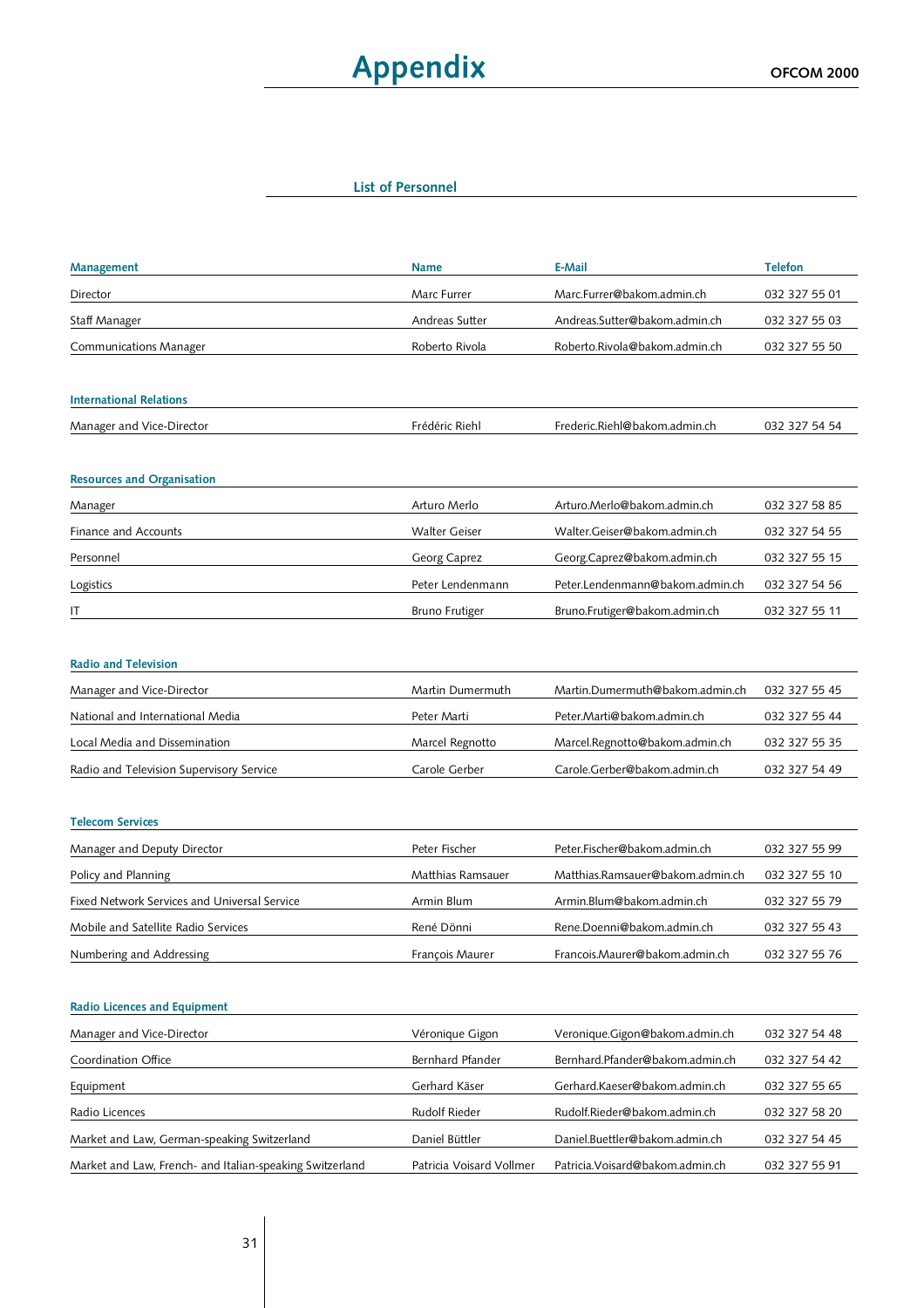# Appendix

## List of Personnel

| Management | Name | E-Mail | Telefon |
|---|---|---|---|
| Director | Marc Furrer | Marc.Furrer@bakom.admin.ch | 032 327 55 01 |
| Staff Manager | Andreas Sutter | Andreas.Sutter@bakom.admin.ch | 032 327 55 03 |
| Communications Manager | Roberto Rivola | Roberto.Rivola@bakom.admin.ch | 032 327 55 50 |

| International Relations | | | |
|---|---|---|---|
| Manager and Vice-Director | Frédéric Riehl | Frederic.Riehl@bakom.admin.ch | 032 327 54 54 |

| Resources and Organisation | | | |
|---|---|---|---|
| Manager | Arturo Merlo | Arturo.Merlo@bakom.admin.ch | 032 327 58 85 |
| Finance and Accounts | Walter Geiser | Walter.Geiser@bakom.admin.ch | 032 327 54 55 |
| Personnel | Georg Caprez | Georg.Caprez@bakom.admin.ch | 032 327 55 15 |
| Logistics | Peter Lendenmann | Peter.Lendenmann@bakom.admin.ch | 032 327 54 56 |
| IT | Bruno Frutiger | Bruno.Frutiger@bakom.admin.ch | 032 327 55 11 |

| Radio and Television | | | |
|---|---|---|---|
| Manager and Vice-Director | Martin Dumermuth | Martin.Dumermuth@bakom.admin.ch | 032 327 55 45 |
| National and International Media | Peter Marti | Peter.Marti@bakom.admin.ch | 032 327 55 44 |
| Local Media and Dissemination | Marcel Regnotto | Marcel.Regnotto@bakom.admin.ch | 032 327 55 35 |
| Radio and Television Supervisory Service | Carole Gerber | Carole.Gerber@bakom.admin.ch | 032 327 54 49 |

| Telecom Services | | | |
|---|---|---|---|
| Manager and Deputy Director | Peter Fischer | Peter.Fischer@bakom.admin.ch | 032 327 55 99 |
| Policy and Planning | Matthias Ramsauer | Matthias.Ramsauer@bakom.admin.ch | 032 327 55 10 |
| Fixed Network Services and Universal Service | Armin Blum | Armin.Blum@bakom.admin.ch | 032 327 55 79 |
| Mobile and Satellite Radio Services | René Dönni | Rene.Doenni@bakom.admin.ch | 032 327 55 43 |
| Numbering and Addressing | François Maurer | Francois.Maurer@bakom.admin.ch | 032 327 55 76 |

| Radio Licences and Equipment | | | |
|---|---|---|---|
| Manager and Vice-Director | Véronique Gigon | Veronique.Gigon@bakom.admin.ch | 032 327 54 48 |
| Coordination Office | Bernhard Pfander | Bernhard.Pfander@bakom.admin.ch | 032 327 54 42 |
| Equipment | Gerhard Käser | Gerhard.Kaeser@bakom.admin.ch | 032 327 55 65 |
| Radio Licences | Rudolf Rieder | Rudolf.Rieder@bakom.admin.ch | 032 327 58 20 |
| Market and Law, German-speaking Switzerland | Daniel Büttler | Daniel.Buettler@bakom.admin.ch | 032 327 54 45 |
| Market and Law, French- and Italian-speaking Switzerland | Patricia Voisard Vollmer | Patricia.Voisard@bakom.admin.ch | 032 327 55 91 |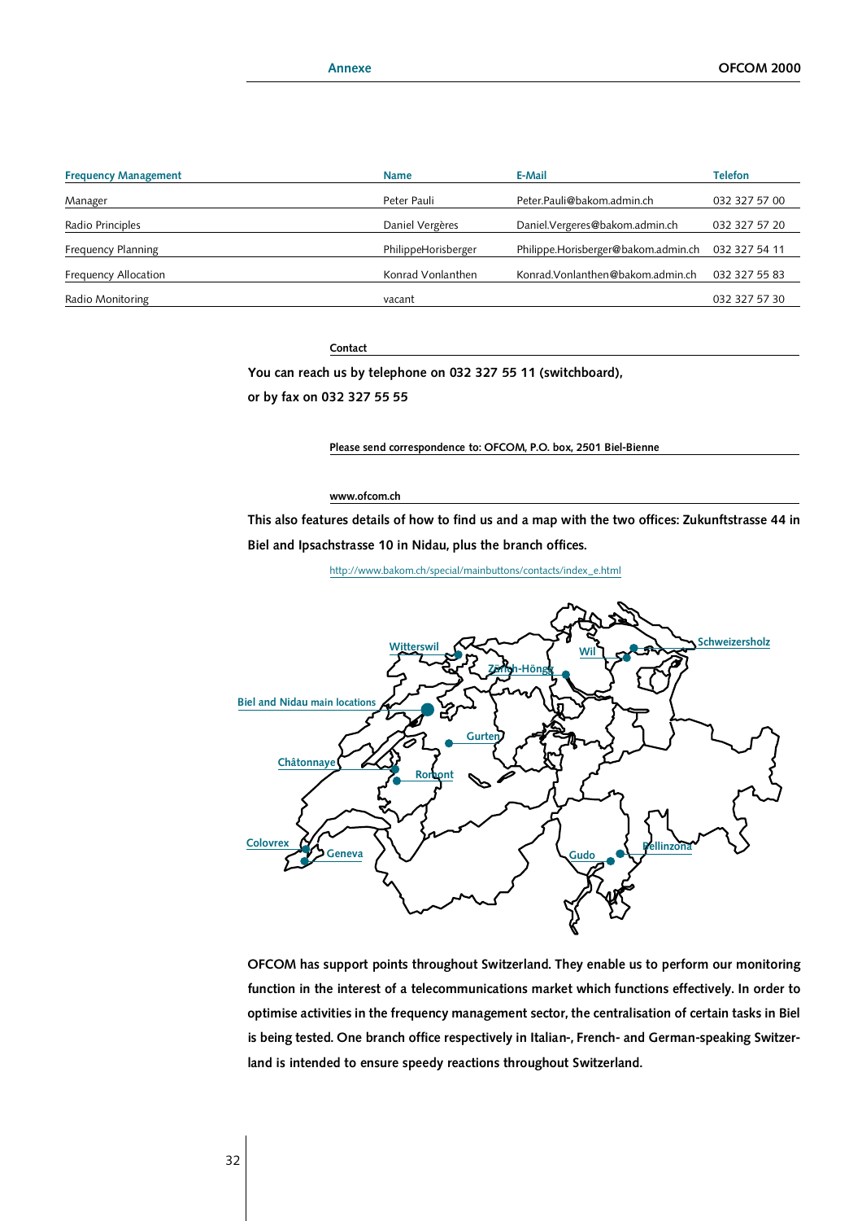| Frequency Management | Name | E-Mail | Telefon |
|---|---|---|---|
| Manager | Peter Pauli | Peter.Pauli@bakom.admin.ch | 032 327 57 00 |
| Radio Principles | Daniel Vergères | Daniel.Vergeres@bakom.admin.ch | 032 327 57 20 |
| Frequency Planning | PhilippeHorisberger | Philippe.Horisberger@bakom.admin.ch | 032 327 54 11 |
| Frequency Allocation | Konrad Vonlanthen | Konrad.Vonlanthen@bakom.admin.ch | 032 327 55 83 |
| Radio Monitoring | vacant | | 032 327 57 30 |

**Contact**

**You can reach us by telephone on 032 327 55 11 (switchboard), or by fax on 032 327 55 55**

**Please send correspondence to: OFCOM, P.O. box, 2501 Biel-Bienne**

**www.ofcom.ch**

**This also features details of how to find us and a map with the two offices: Zukunftstrasse 44 in Biel and Ipsachstrasse 10 in Nidau, plus the branch offices.**

http://www.bakom.ch/special/mainbuttons/contacts/index_e.html

Witterswil
Wil
Schweizersholz
Zürich-Höngg
Biel and Nidau main locations
Gurten
Châtonnaye
Romont
Colovrex
Geneva
Gudo
Bellinzona

**OFCOM has support points throughout Switzerland. They enable us to perform our monitoring function in the interest of a telecommunications market which functions effectively. In order to optimise activities in the frequency management sector, the centralisation of certain tasks in Biel is being tested. One branch office respectively in Italian-, French- and German-speaking Switzerland is intended to ensure speedy reactions throughout Switzerland.**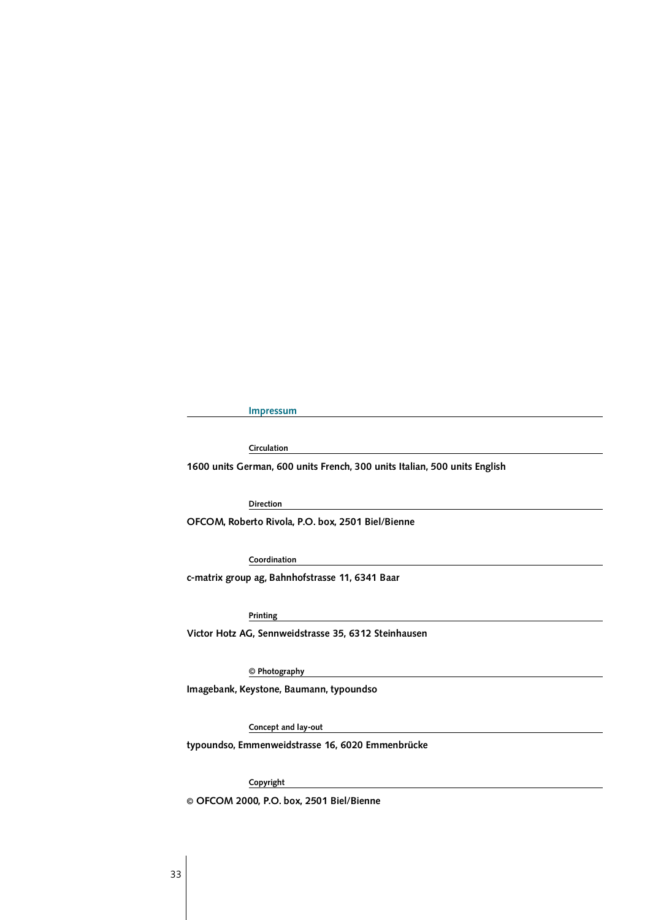## Impressum

#### Circulation

**1600 units German, 600 units French, 300 units Italian, 500 units English**

#### Direction

**OFCOM, Roberto Rivola, P.O. box, 2501 Biel/Bienne**

#### Coordination

**c-matrix group ag, Bahnhofstrasse 11, 6341 Baar**

#### Printing

**Victor Hotz AG, Sennweidstrasse 35, 6312 Steinhausen**

#### © Photography

**Imagebank, Keystone, Baumann, typoundso**

#### Concept and lay-out

**typoundso, Emmenweidstrasse 16, 6020 Emmenbrücke**

#### Copyright

**© OFCOM 2000, P.O. box, 2501 Biel/Bienne**